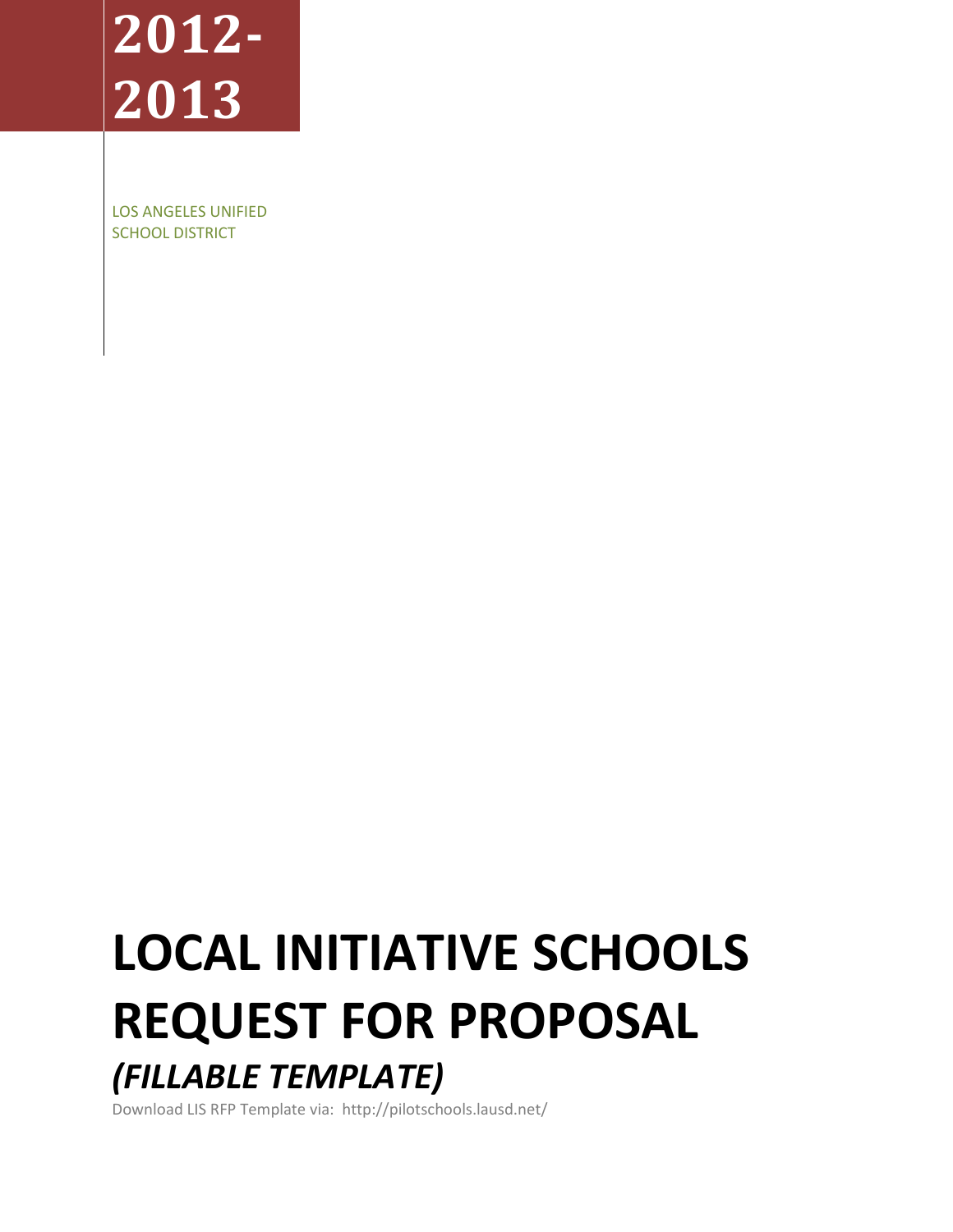**2012-2013**

LOS ANGELES UNIFIED SCHOOL DISTRICT

# LOCAL INITIATIVE SCHOOLS REQUEST FOR PROPOSAL

## *(FILLABLE TEMPLATE)*

Download LIS RFP Template via: http://pilotschools.lausd.net/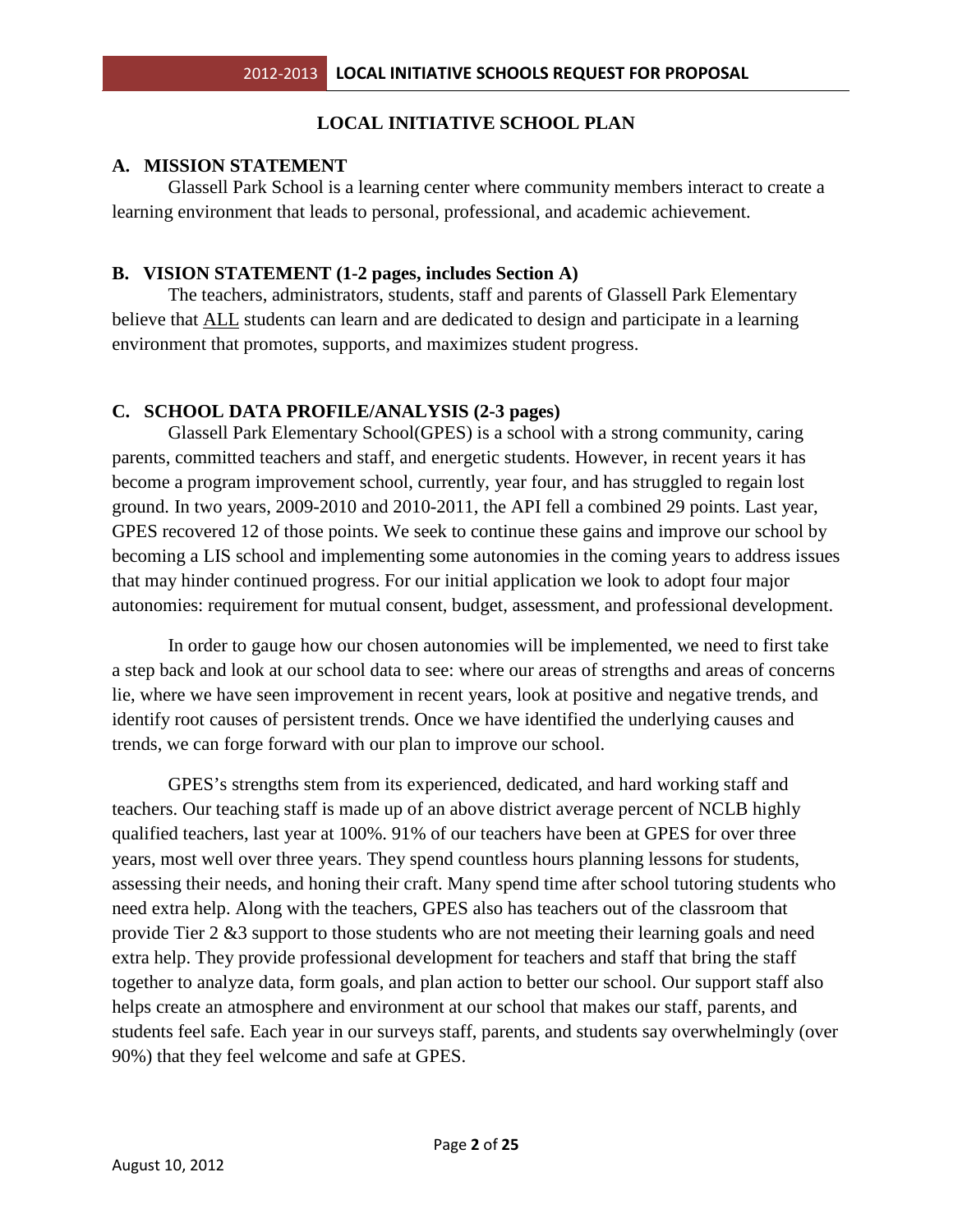# LOCAL INITIATIVE SCHOOL PLAN

## A. MISSION STATEMENT

Glassell Park School is a learning center where community members interact to create a learning environment that leads to personal, professional, and academic achievement.

## B. VISION STATEMENT (1-2 pages, includes Section A)

The teachers, administrators, students, staff and parents of Glassell Park Elementary believe that ALL students can learn and are dedicated to design and participate in a learning environment that promotes, supports, and maximizes student progress.

## C. SCHOOL DATA PROFILE/ANALYSIS (2-3 pages)

Glassell Park Elementary School(GPES) is a school with a strong community, caring parents, committed teachers and staff, and energetic students. However, in recent years it has become a program improvement school, currently, year four, and has struggled to regain lost ground. In two years, 2009-2010 and 2010-2011, the API fell a combined 29 points. Last year, GPES recovered 12 of those points. We seek to continue these gains and improve our school by becoming a LIS school and implementing some autonomies in the coming years to address issues that may hinder continued progress. For our initial application we look to adopt four major autonomies: requirement for mutual consent, budget, assessment, and professional development.

In order to gauge how our chosen autonomies will be implemented, we need to first take a step back and look at our school data to see: where our areas of strengths and areas of concerns lie, where we have seen improvement in recent years, look at positive and negative trends, and identify root causes of persistent trends. Once we have identified the underlying causes and trends, we can forge forward with our plan to improve our school.

GPES's strengths stem from its experienced, dedicated, and hard working staff and teachers. Our teaching staff is made up of an above district average percent of NCLB highly qualified teachers, last year at 100%. 91% of our teachers have been at GPES for over three years, most well over three years. They spend countless hours planning lessons for students, assessing their needs, and honing their craft. Many spend time after school tutoring students who need extra help. Along with the teachers, GPES also has teachers out of the classroom that provide Tier 2 &3 support to those students who are not meeting their learning goals and need extra help. They provide professional development for teachers and staff that bring the staff together to analyze data, form goals, and plan action to better our school. Our support staff also helps create an atmosphere and environment at our school that makes our staff, parents, and students feel safe. Each year in our surveys staff, parents, and students say overwhelmingly (over 90%) that they feel welcome and safe at GPES.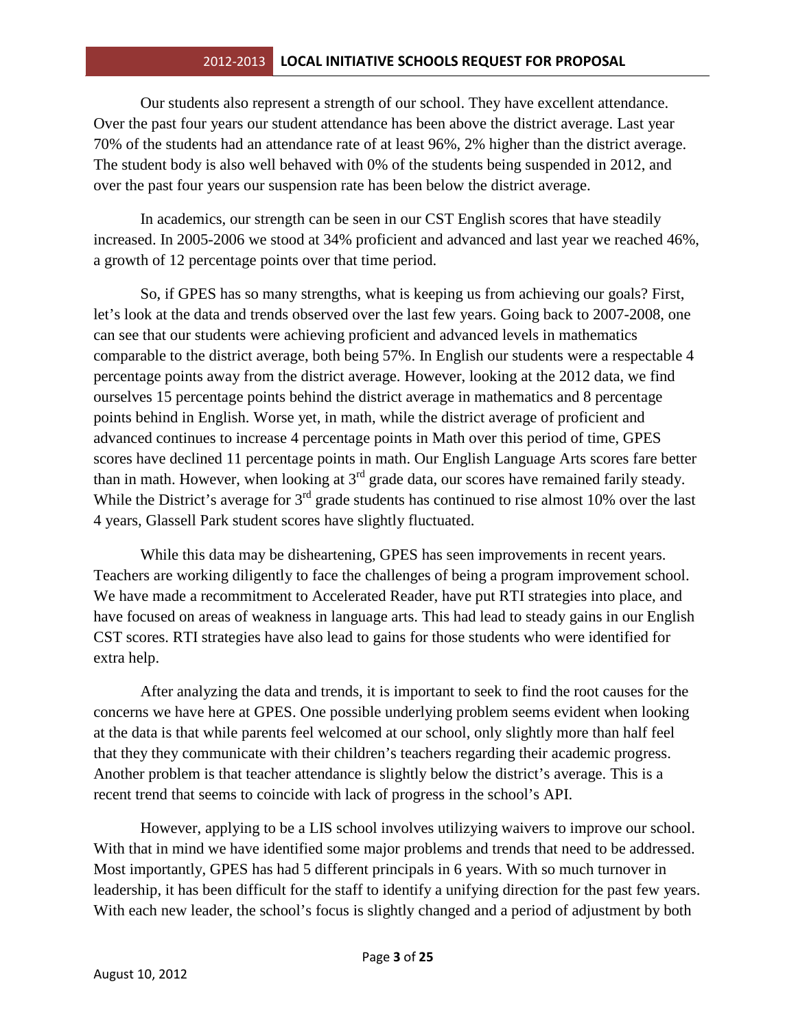Our students also represent a strength of our school. They have excellent attendance. Over the past four years our student attendance has been above the district average. Last year 70% of the students had an attendance rate of at least 96%, 2% higher than the district average. The student body is also well behaved with 0% of the students being suspended in 2012, and over the past four years our suspension rate has been below the district average.

In academics, our strength can be seen in our CST English scores that have steadily increased. In 2005-2006 we stood at 34% proficient and advanced and last year we reached 46%, a growth of 12 percentage points over that time period.

So, if GPES has so many strengths, what is keeping us from achieving our goals? First, let's look at the data and trends observed over the last few years. Going back to 2007-2008, one can see that our students were achieving proficient and advanced levels in mathematics comparable to the district average, both being 57%. In English our students were a respectable 4 percentage points away from the district average. However, looking at the 2012 data, we find ourselves 15 percentage points behind the district average in mathematics and 8 percentage points behind in English. Worse yet, in math, while the district average of proficient and advanced continues to increase 4 percentage points in Math over this period of time, GPES scores have declined 11 percentage points in math. Our English Language Arts scores fare better than in math. However, when looking at 3rd grade data, our scores have remained farily steady. While the District's average for 3rd grade students has continued to rise almost 10% over the last 4 years, Glassell Park student scores have slightly fluctuated.

While this data may be disheartening, GPES has seen improvements in recent years. Teachers are working diligently to face the challenges of being a program improvement school. We have made a recommitment to Accelerated Reader, have put RTI strategies into place, and have focused on areas of weakness in language arts. This had lead to steady gains in our English CST scores. RTI strategies have also lead to gains for those students who were identified for extra help.

After analyzing the data and trends, it is important to seek to find the root causes for the concerns we have here at GPES. One possible underlying problem seems evident when looking at the data is that while parents feel welcomed at our school, only slightly more than half feel that they they communicate with their children's teachers regarding their academic progress. Another problem is that teacher attendance is slightly below the district's average. This is a recent trend that seems to coincide with lack of progress in the school's API.

However, applying to be a LIS school involves utilizying waivers to improve our school. With that in mind we have identified some major problems and trends that need to be addressed. Most importantly, GPES has had 5 different principals in 6 years. With so much turnover in leadership, it has been difficult for the staff to identify a unifying direction for the past few years. With each new leader, the school's focus is slightly changed and a period of adjustment by both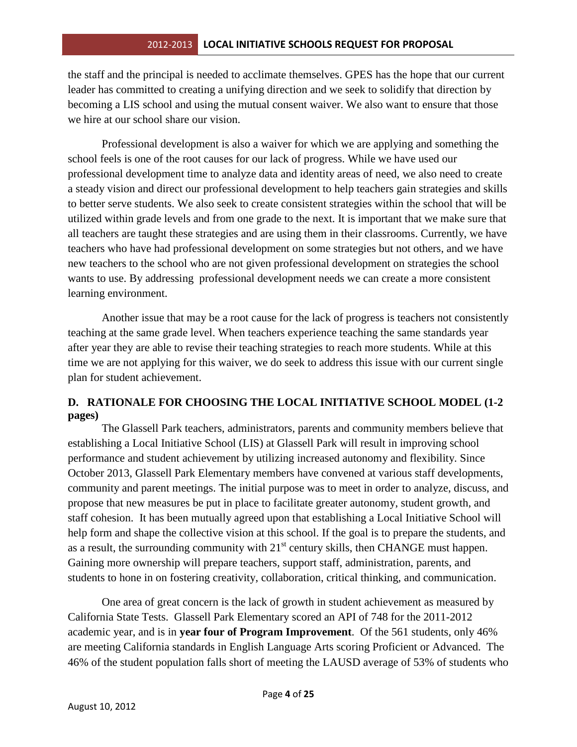the staff and the principal is needed to acclimate themselves. GPES has the hope that our current leader has committed to creating a unifying direction and we seek to solidify that direction by becoming a LIS school and using the mutual consent waiver. We also want to ensure that those we hire at our school share our vision.

Professional development is also a waiver for which we are applying and something the school feels is one of the root causes for our lack of progress. While we have used our professional development time to analyze data and identity areas of need, we also need to create a steady vision and direct our professional development to help teachers gain strategies and skills to better serve students. We also seek to create consistent strategies within the school that will be utilized within grade levels and from one grade to the next. It is important that we make sure that all teachers are taught these strategies and are using them in their classrooms. Currently, we have teachers who have had professional development on some strategies but not others, and we have new teachers to the school who are not given professional development on strategies the school wants to use. By addressing professional development needs we can create a more consistent learning environment.

Another issue that may be a root cause for the lack of progress is teachers not consistently teaching at the same grade level. When teachers experience teaching the same standards year after year they are able to revise their teaching strategies to reach more students. While at this time we are not applying for this waiver, we do seek to address this issue with our current single plan for student achievement.

## D. RATIONALE FOR CHOOSING THE LOCAL INITIATIVE SCHOOL MODEL (1-2 pages)

The Glassell Park teachers, administrators, parents and community members believe that establishing a Local Initiative School (LIS) at Glassell Park will result in improving school performance and student achievement by utilizing increased autonomy and flexibility. Since October 2013, Glassell Park Elementary members have convened at various staff developments, community and parent meetings. The initial purpose was to meet in order to analyze, discuss, and propose that new measures be put in place to facilitate greater autonomy, student growth, and staff cohesion. It has been mutually agreed upon that establishing a Local Initiative School will help form and shape the collective vision at this school. If the goal is to prepare the students, and as a result, the surrounding community with 21st century skills, then CHANGE must happen. Gaining more ownership will prepare teachers, support staff, administration, parents, and students to hone in on fostering creativity, collaboration, critical thinking, and communication.

One area of great concern is the lack of growth in student achievement as measured by California State Tests. Glassell Park Elementary scored an API of 748 for the 2011-2012 academic year, and is in **year four of Program Improvement**. Of the 561 students, only 46% are meeting California standards in English Language Arts scoring Proficient or Advanced. The 46% of the student population falls short of meeting the LAUSD average of 53% of students who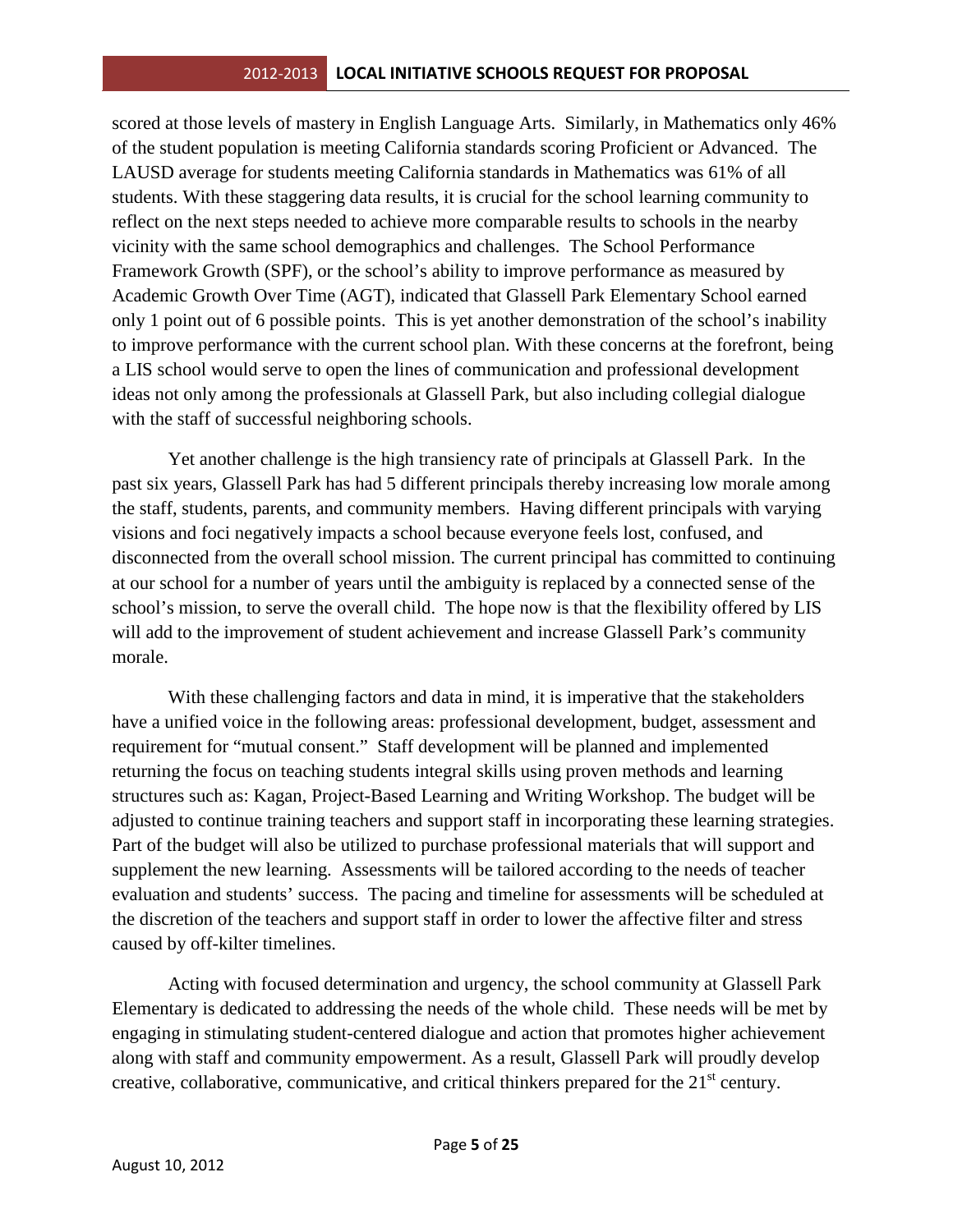scored at those levels of mastery in English Language Arts. Similarly, in Mathematics only 46% of the student population is meeting California standards scoring Proficient or Advanced. The LAUSD average for students meeting California standards in Mathematics was 61% of all students. With these staggering data results, it is crucial for the school learning community to reflect on the next steps needed to achieve more comparable results to schools in the nearby vicinity with the same school demographics and challenges. The School Performance Framework Growth (SPF), or the school's ability to improve performance as measured by Academic Growth Over Time (AGT), indicated that Glassell Park Elementary School earned only 1 point out of 6 possible points. This is yet another demonstration of the school's inability to improve performance with the current school plan. With these concerns at the forefront, being a LIS school would serve to open the lines of communication and professional development ideas not only among the professionals at Glassell Park, but also including collegial dialogue with the staff of successful neighboring schools.

Yet another challenge is the high transiency rate of principals at Glassell Park. In the past six years, Glassell Park has had 5 different principals thereby increasing low morale among the staff, students, parents, and community members. Having different principals with varying visions and foci negatively impacts a school because everyone feels lost, confused, and disconnected from the overall school mission. The current principal has committed to continuing at our school for a number of years until the ambiguity is replaced by a connected sense of the school's mission, to serve the overall child. The hope now is that the flexibility offered by LIS will add to the improvement of student achievement and increase Glassell Park's community morale.

With these challenging factors and data in mind, it is imperative that the stakeholders have a unified voice in the following areas: professional development, budget, assessment and requirement for "mutual consent." Staff development will be planned and implemented returning the focus on teaching students integral skills using proven methods and learning structures such as: Kagan, Project-Based Learning and Writing Workshop. The budget will be adjusted to continue training teachers and support staff in incorporating these learning strategies. Part of the budget will also be utilized to purchase professional materials that will support and supplement the new learning. Assessments will be tailored according to the needs of teacher evaluation and students' success. The pacing and timeline for assessments will be scheduled at the discretion of the teachers and support staff in order to lower the affective filter and stress caused by off-kilter timelines.

Acting with focused determination and urgency, the school community at Glassell Park Elementary is dedicated to addressing the needs of the whole child. These needs will be met by engaging in stimulating student-centered dialogue and action that promotes higher achievement along with staff and community empowerment. As a result, Glassell Park will proudly develop creative, collaborative, communicative, and critical thinkers prepared for the 21st century.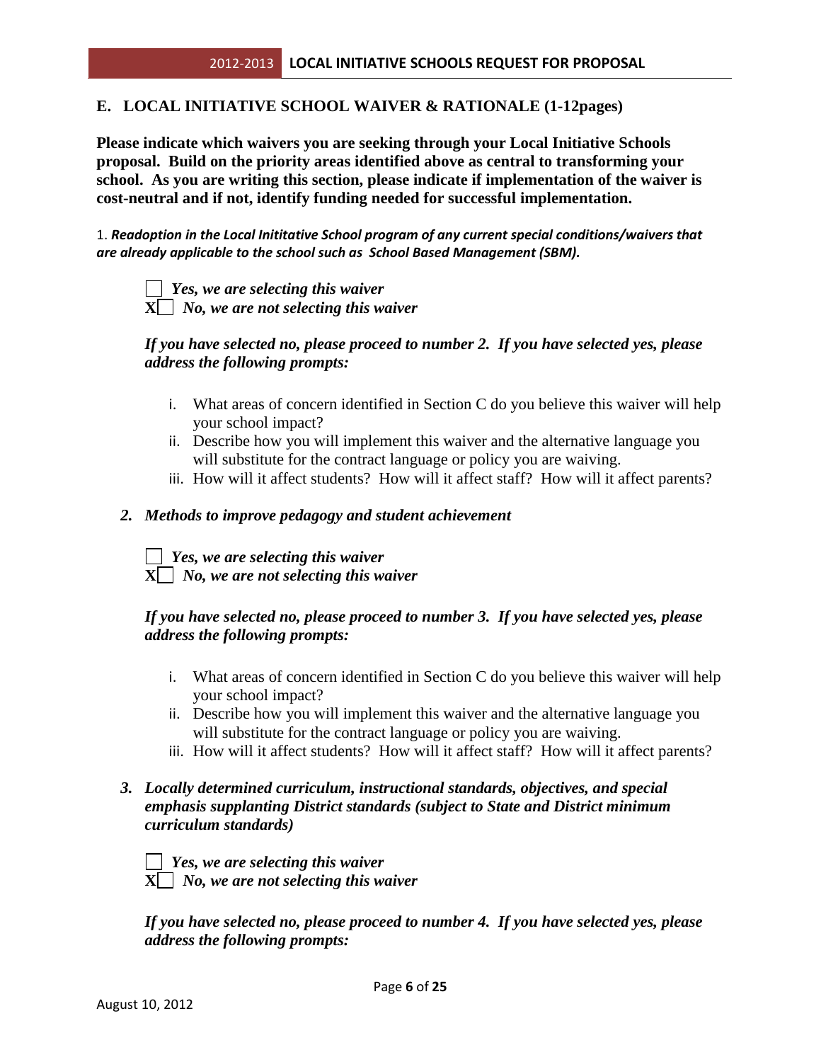## E. LOCAL INITIATIVE SCHOOL WAIVER & RATIONALE (1-12pages)

**Please indicate which waivers you are seeking through your Local Initiative Schools proposal. Build on the priority areas identified above as central to transforming your school. As you are writing this section, please indicate if implementation of the waiver is cost-neutral and if not, identify funding needed for successful implementation.**

1. ***Readoption in the Local Inititative School program of any current special conditions/waivers that are already applicable to the school such as School Based Management (SBM).***

☐ ***Yes, we are selecting this waiver***
**X**☐ ***No, we are not selecting this waiver***

***If you have selected no, please proceed to number 2. If you have selected yes, please address the following prompts:***

i. What areas of concern identified in Section C do you believe this waiver will help your school impact?
ii. Describe how you will implement this waiver and the alternative language you will substitute for the contract language or policy you are waiving.
iii. How will it affect students? How will it affect staff? How will it affect parents?

2. ***Methods to improve pedagogy and student achievement***

☐ ***Yes, we are selecting this waiver***
**X**☐ ***No, we are not selecting this waiver***

***If you have selected no, please proceed to number 3. If you have selected yes, please address the following prompts:***

i. What areas of concern identified in Section C do you believe this waiver will help your school impact?
ii. Describe how you will implement this waiver and the alternative language you will substitute for the contract language or policy you are waiving.
iii. How will it affect students? How will it affect staff? How will it affect parents?

3. ***Locally determined curriculum, instructional standards, objectives, and special emphasis supplanting District standards (subject to State and District minimum curriculum standards)***

☐ ***Yes, we are selecting this waiver***
**X**☐ ***No, we are not selecting this waiver***

***If you have selected no, please proceed to number 4. If you have selected yes, please address the following prompts:***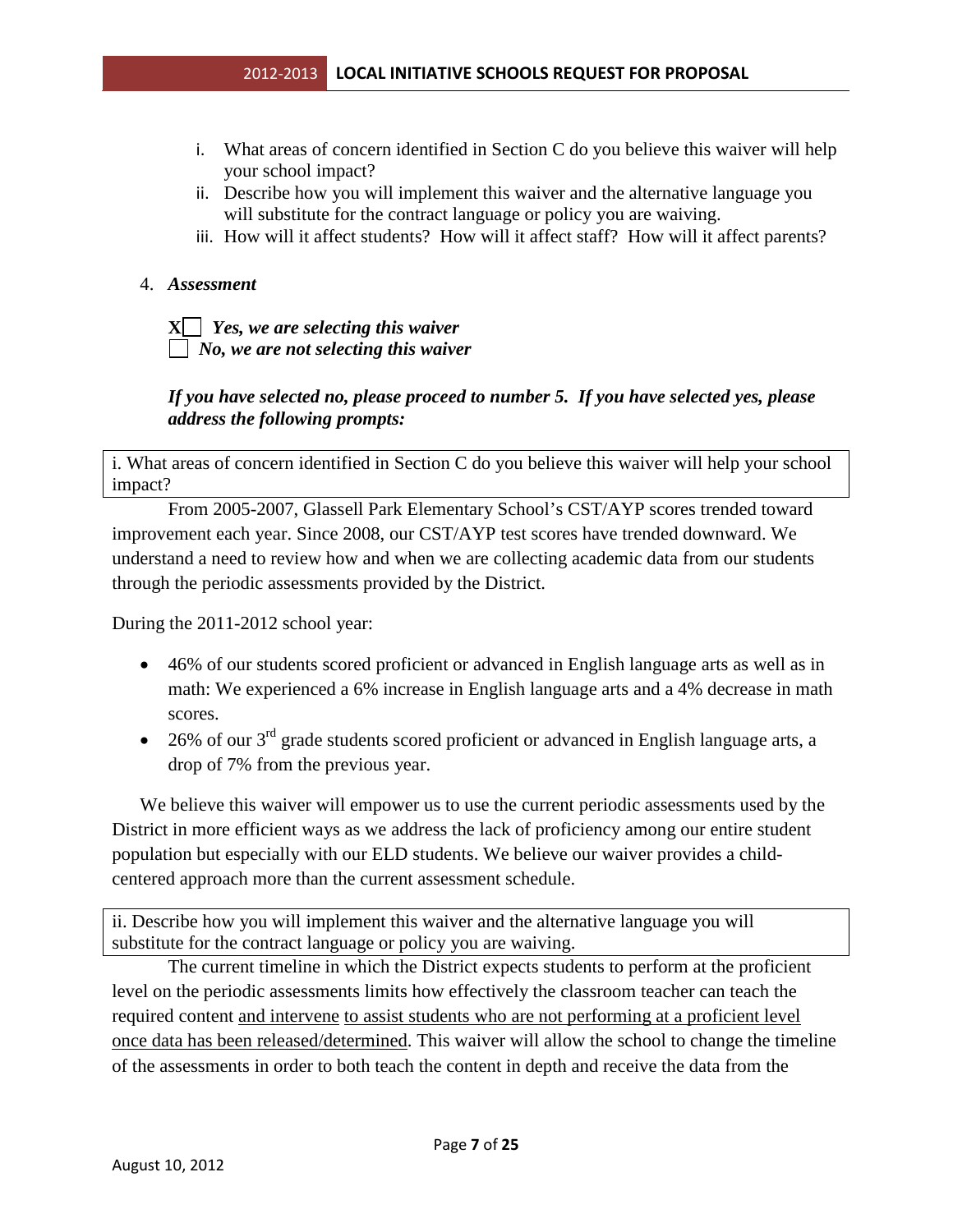i. What areas of concern identified in Section C do you believe this waiver will help your school impact?
ii. Describe how you will implement this waiver and the alternative language you will substitute for the contract language or policy you are waiving.
iii. How will it affect students? How will it affect staff? How will it affect parents?

4. ***Assessment***

X☐ ***Yes, we are selecting this waiver***
☐ ***No, we are not selecting this waiver***

***If you have selected no, please proceed to number 5. If you have selected yes, please address the following prompts:***

i. What areas of concern identified in Section C do you believe this waiver will help your school impact?

From 2005-2007, Glassell Park Elementary School's CST/AYP scores trended toward improvement each year. Since 2008, our CST/AYP test scores have trended downward. We understand a need to review how and when we are collecting academic data from our students through the periodic assessments provided by the District.

During the 2011-2012 school year:

- 46% of our students scored proficient or advanced in English language arts as well as in math: We experienced a 6% increase in English language arts and a 4% decrease in math scores.
- 26% of our 3rd grade students scored proficient or advanced in English language arts, a drop of 7% from the previous year.

We believe this waiver will empower us to use the current periodic assessments used by the District in more efficient ways as we address the lack of proficiency among our entire student population but especially with our ELD students. We believe our waiver provides a child-centered approach more than the current assessment schedule.

ii. Describe how you will implement this waiver and the alternative language you will substitute for the contract language or policy you are waiving.

The current timeline in which the District expects students to perform at the proficient level on the periodic assessments limits how effectively the classroom teacher can teach the required content <u>and intervene</u> <u>to assist students who are not performing at a proficient level once data has been released/determined</u>. This waiver will allow the school to change the timeline of the assessments in order to both teach the content in depth and receive the data from the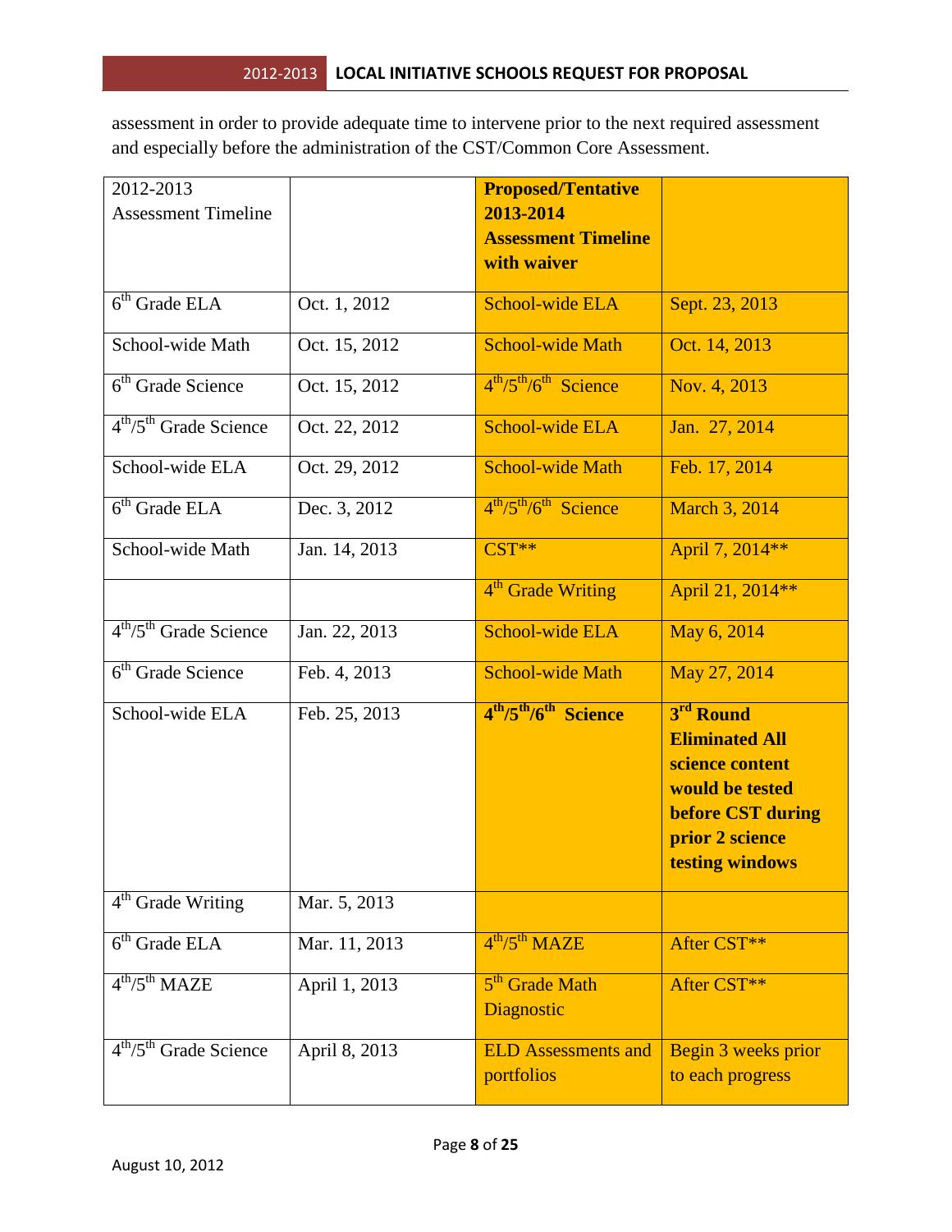assessment in order to provide adequate time to intervene prior to the next required assessment and especially before the administration of the CST/Common Core Assessment.

| 2012-2013 Assessment Timeline | | **Proposed/Tentative 2013-2014 Assessment Timeline with waiver** | |
|---|---|---|---|
| 6th Grade ELA | Oct. 1, 2012 | School-wide ELA | Sept. 23, 2013 |
| School-wide Math | Oct. 15, 2012 | School-wide Math | Oct. 14, 2013 |
| 6th Grade Science | Oct. 15, 2012 | 4th/5th/6th Science | Nov. 4, 2013 |
| 4th/5th Grade Science | Oct. 22, 2012 | School-wide ELA | Jan. 27, 2014 |
| School-wide ELA | Oct. 29, 2012 | School-wide Math | Feb. 17, 2014 |
| 6th Grade ELA | Dec. 3, 2012 | 4th/5th/6th Science | March 3, 2014 |
| School-wide Math | Jan. 14, 2013 | CST** | April 7, 2014** |
| | | 4th Grade Writing | April 21, 2014** |
| 4th/5th Grade Science | Jan. 22, 2013 | School-wide ELA | May 6, 2014 |
| 6th Grade Science | Feb. 4, 2013 | School-wide Math | May 27, 2014 |
| School-wide ELA | Feb. 25, 2013 | **4th/5th/6th Science** | **3rd Round Eliminated All science content would be tested before CST during prior 2 science testing windows** |
| 4th Grade Writing | Mar. 5, 2013 | | |
| 6th Grade ELA | Mar. 11, 2013 | 4th/5th MAZE | After CST** |
| 4th/5th MAZE | April 1, 2013 | 5th Grade Math Diagnostic | After CST** |
| 4th/5th Grade Science | April 8, 2013 | ELD Assessments and portfolios | Begin 3 weeks prior to each progress |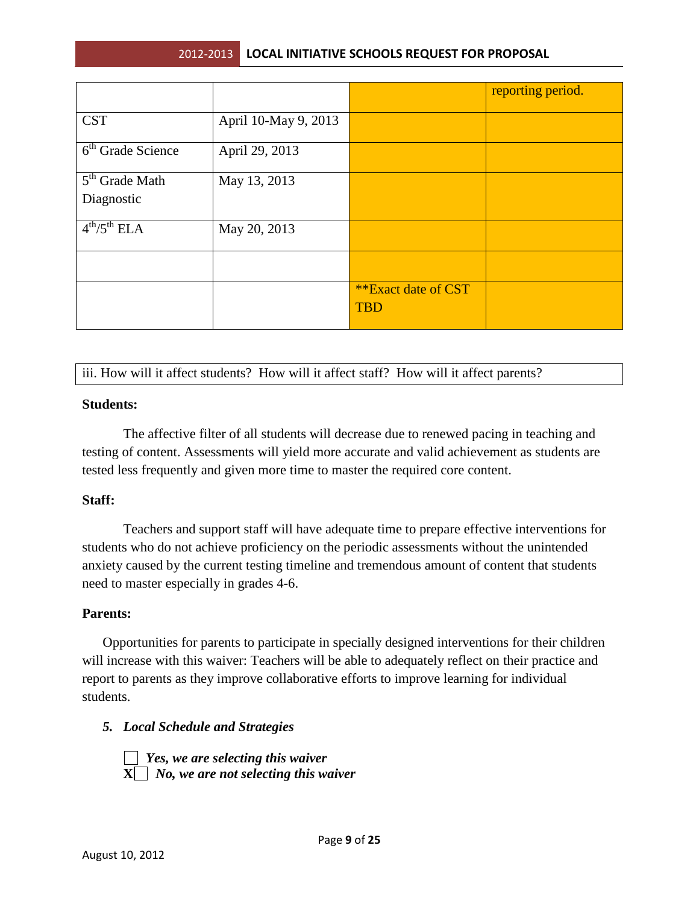| | | | reporting period. |
|---|---|---|---|
| CST | April 10-May 9, 2013 | | |
| 6th Grade Science | April 29, 2013 | | |
| 5th Grade Math Diagnostic | May 13, 2013 | | |
| 4th/5th ELA | May 20, 2013 | | |
| | | | |
| | | **Exact date of CST TBD | |

iii. How will it affect students? How will it affect staff? How will it affect parents?

**Students:**

The affective filter of all students will decrease due to renewed pacing in teaching and testing of content. Assessments will yield more accurate and valid achievement as students are tested less frequently and given more time to master the required core content.

**Staff:**

Teachers and support staff will have adequate time to prepare effective interventions for students who do not achieve proficiency on the periodic assessments without the unintended anxiety caused by the current testing timeline and tremendous amount of content that students need to master especially in grades 4-6.

**Parents:**

Opportunities for parents to participate in specially designed interventions for their children will increase with this waiver: Teachers will be able to adequately reflect on their practice and report to parents as they improve collaborative efforts to improve learning for individual students.

***5. Local Schedule and Strategies***

☐ ***Yes, we are selecting this waiver***
**X**☐ ***No, we are not selecting this waiver***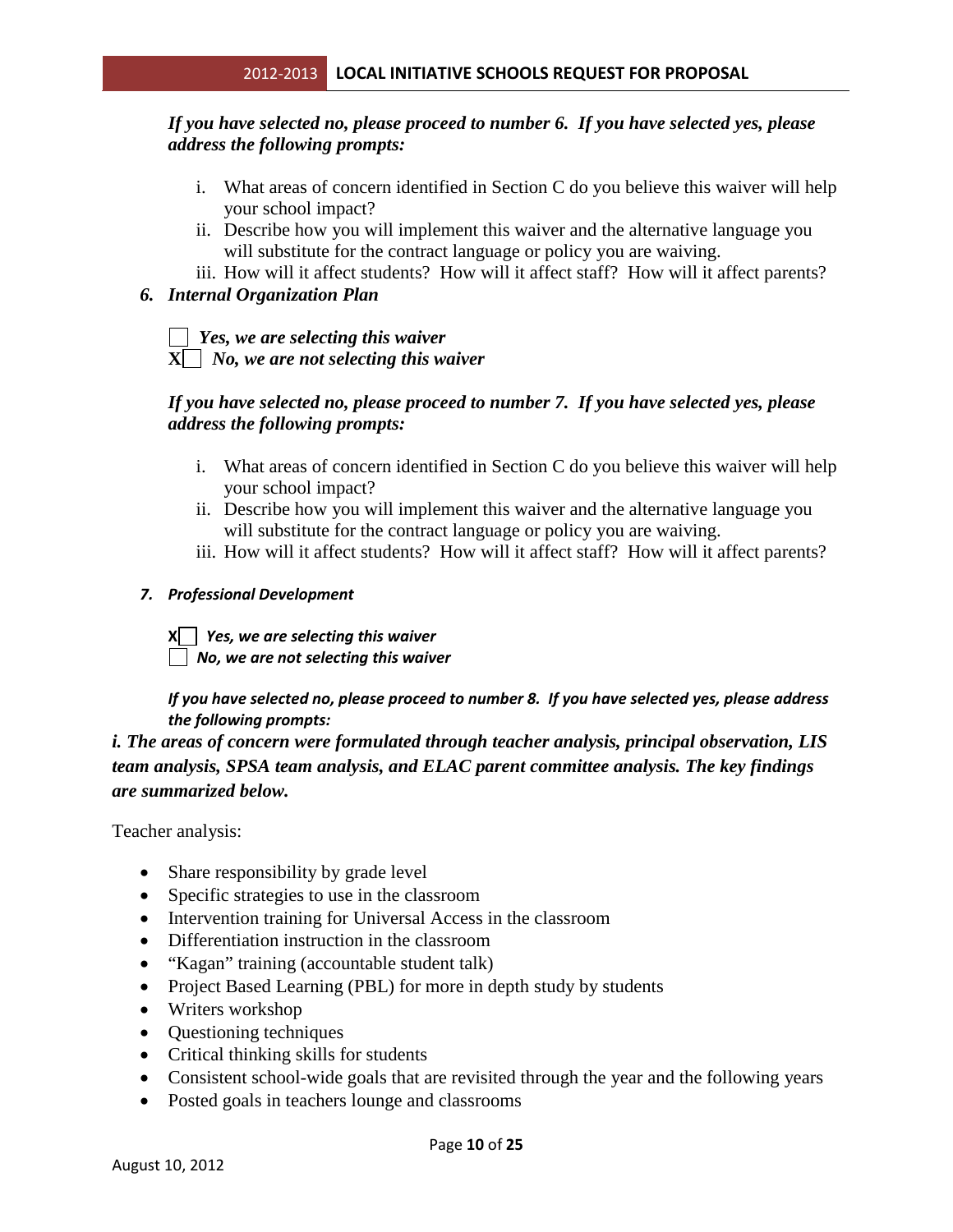*If you have selected no, please proceed to number 6. If you have selected yes, please address the following prompts:*

i. What areas of concern identified in Section C do you believe this waiver will help your school impact?
ii. Describe how you will implement this waiver and the alternative language you will substitute for the contract language or policy you are waiving.
iii. How will it affect students? How will it affect staff? How will it affect parents?

***6. Internal Organization Plan***

☐ *Yes, we are selecting this waiver*
X☐ *No, we are not selecting this waiver*

*If you have selected no, please proceed to number 7. If you have selected yes, please address the following prompts:*

i. What areas of concern identified in Section C do you believe this waiver will help your school impact?
ii. Describe how you will implement this waiver and the alternative language you will substitute for the contract language or policy you are waiving.
iii. How will it affect students? How will it affect staff? How will it affect parents?

***7. Professional Development***

X☐ *Yes, we are selecting this waiver*
☐ *No, we are not selecting this waiver*

*If you have selected no, please proceed to number 8. If you have selected yes, please address the following prompts:*

***i. The areas of concern were formulated through teacher analysis, principal observation, LIS team analysis, SPSA team analysis, and ELAC parent committee analysis. The key findings are summarized below.***

Teacher analysis:

- Share responsibility by grade level
- Specific strategies to use in the classroom
- Intervention training for Universal Access in the classroom
- Differentiation instruction in the classroom
- "Kagan" training (accountable student talk)
- Project Based Learning (PBL) for more in depth study by students
- Writers workshop
- Questioning techniques
- Critical thinking skills for students
- Consistent school-wide goals that are revisited through the year and the following years
- Posted goals in teachers lounge and classrooms

August 10, 2012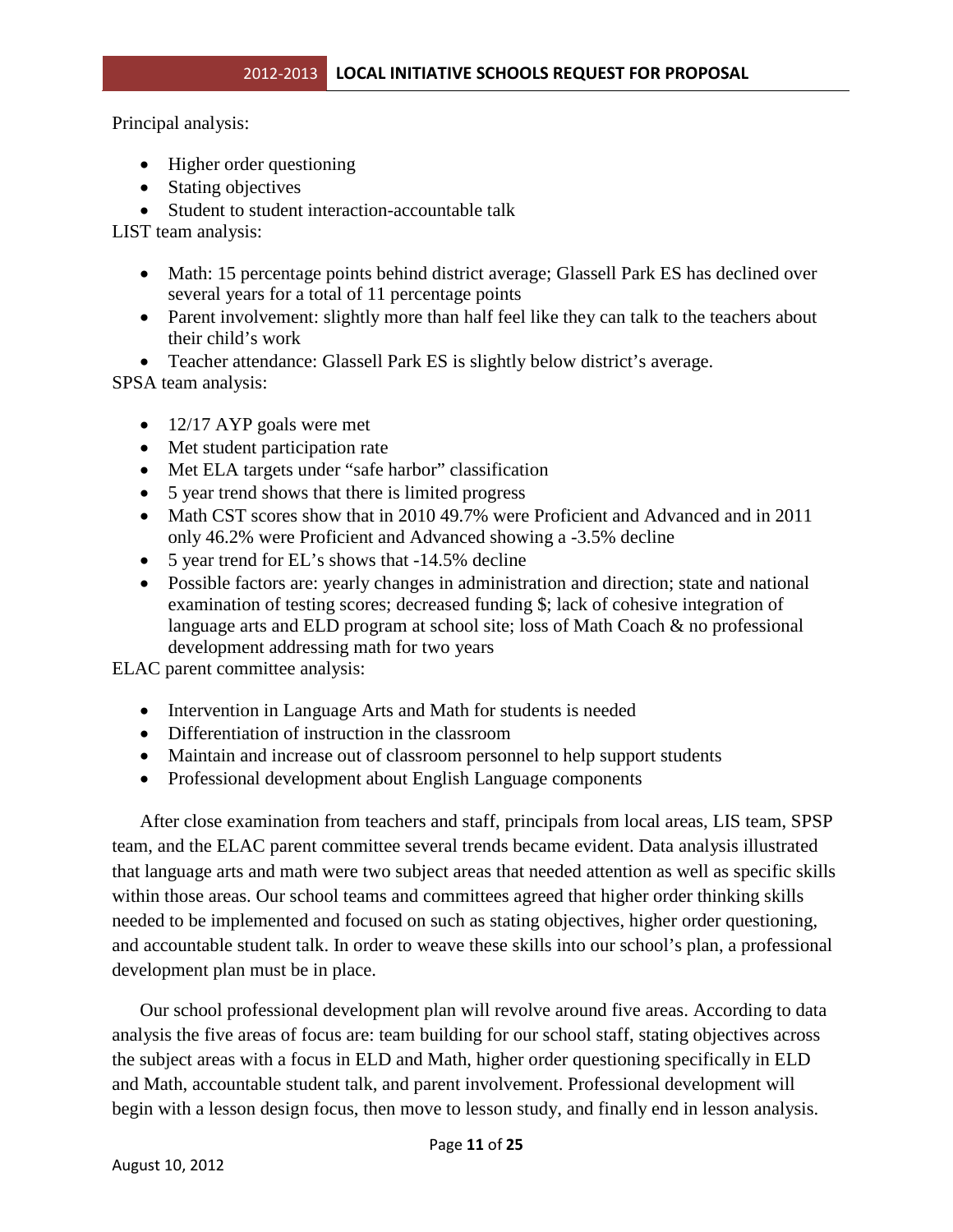Principal analysis:

- Higher order questioning
- Stating objectives
- Student to student interaction-accountable talk

LIST team analysis:

- Math: 15 percentage points behind district average; Glassell Park ES has declined over several years for a total of 11 percentage points
- Parent involvement: slightly more than half feel like they can talk to the teachers about their child's work
- Teacher attendance: Glassell Park ES is slightly below district's average.

SPSA team analysis:

- 12/17 AYP goals were met
- Met student participation rate
- Met ELA targets under "safe harbor" classification
- 5 year trend shows that there is limited progress
- Math CST scores show that in 2010 49.7% were Proficient and Advanced and in 2011 only 46.2% were Proficient and Advanced showing a -3.5% decline
- 5 year trend for EL's shows that -14.5% decline
- Possible factors are: yearly changes in administration and direction; state and national examination of testing scores; decreased funding $; lack of cohesive integration of language arts and ELD program at school site; loss of Math Coach & no professional development addressing math for two years

ELAC parent committee analysis:

- Intervention in Language Arts and Math for students is needed
- Differentiation of instruction in the classroom
- Maintain and increase out of classroom personnel to help support students
- Professional development about English Language components

After close examination from teachers and staff, principals from local areas, LIS team, SPSP team, and the ELAC parent committee several trends became evident. Data analysis illustrated that language arts and math were two subject areas that needed attention as well as specific skills within those areas. Our school teams and committees agreed that higher order thinking skills needed to be implemented and focused on such as stating objectives, higher order questioning, and accountable student talk. In order to weave these skills into our school's plan, a professional development plan must be in place.

Our school professional development plan will revolve around five areas. According to data analysis the five areas of focus are: team building for our school staff, stating objectives across the subject areas with a focus in ELD and Math, higher order questioning specifically in ELD and Math, accountable student talk, and parent involvement. Professional development will begin with a lesson design focus, then move to lesson study, and finally end in lesson analysis.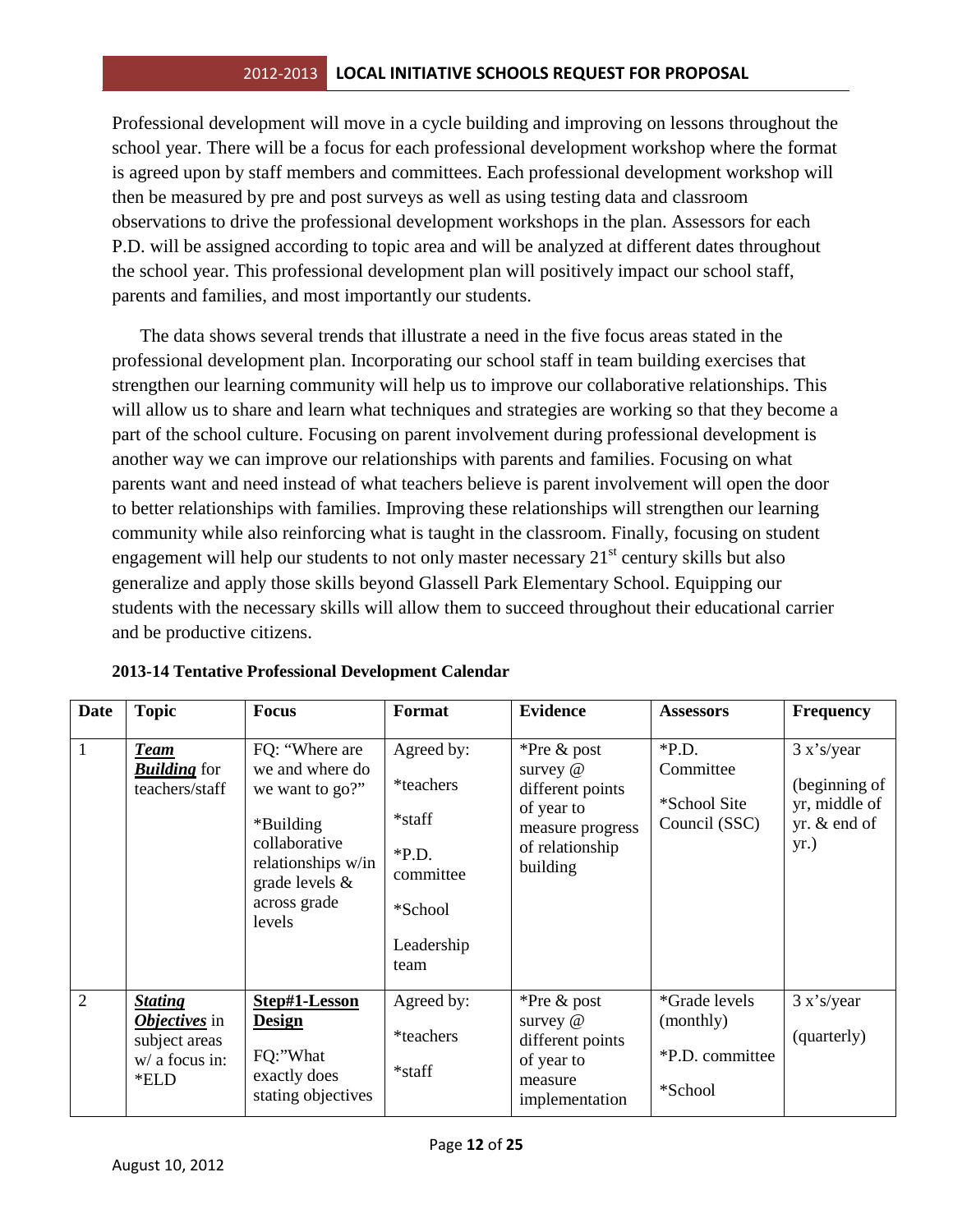Professional development will move in a cycle building and improving on lessons throughout the school year. There will be a focus for each professional development workshop where the format is agreed upon by staff members and committees. Each professional development workshop will then be measured by pre and post surveys as well as using testing data and classroom observations to drive the professional development workshops in the plan. Assessors for each P.D. will be assigned according to topic area and will be analyzed at different dates throughout the school year. This professional development plan will positively impact our school staff, parents and families, and most importantly our students.

The data shows several trends that illustrate a need in the five focus areas stated in the professional development plan. Incorporating our school staff in team building exercises that strengthen our learning community will help us to improve our collaborative relationships. This will allow us to share and learn what techniques and strategies are working so that they become a part of the school culture. Focusing on parent involvement during professional development is another way we can improve our relationships with parents and families. Focusing on what parents want and need instead of what teachers believe is parent involvement will open the door to better relationships with families. Improving these relationships will strengthen our learning community while also reinforcing what is taught in the classroom. Finally, focusing on student engagement will help our students to not only master necessary 21st century skills but also generalize and apply those skills beyond Glassell Park Elementary School. Equipping our students with the necessary skills will allow them to succeed throughout their educational carrier and be productive citizens.

**2013-14 Tentative Professional Development Calendar**

| Date | Topic | Focus | Format | Evidence | Assessors | Frequency |
|---|---|---|---|---|---|---|
| 1 | ***Team Building*** for teachers/staff | FQ: "Where are we and where do we want to go?" *Building collaborative relationships w/in grade levels & across grade levels | Agreed by: *teachers *staff *P.D. committee *School Leadership team | *Pre & post survey @ different points of year to measure progress of relationship building | *P.D. Committee *School Site Council (SSC) | 3 x's/year (beginning of yr, middle of yr. & end of yr.) |
| 2 | ***Stating Objectives*** in subject areas w/ a focus in: *ELD | **Step#1-Lesson Design** FQ:"What exactly does stating objectives | Agreed by: *teachers *staff | *Pre & post survey @ different points of year to measure implementation | *Grade levels (monthly) *P.D. committee *School | 3 x's/year (quarterly) |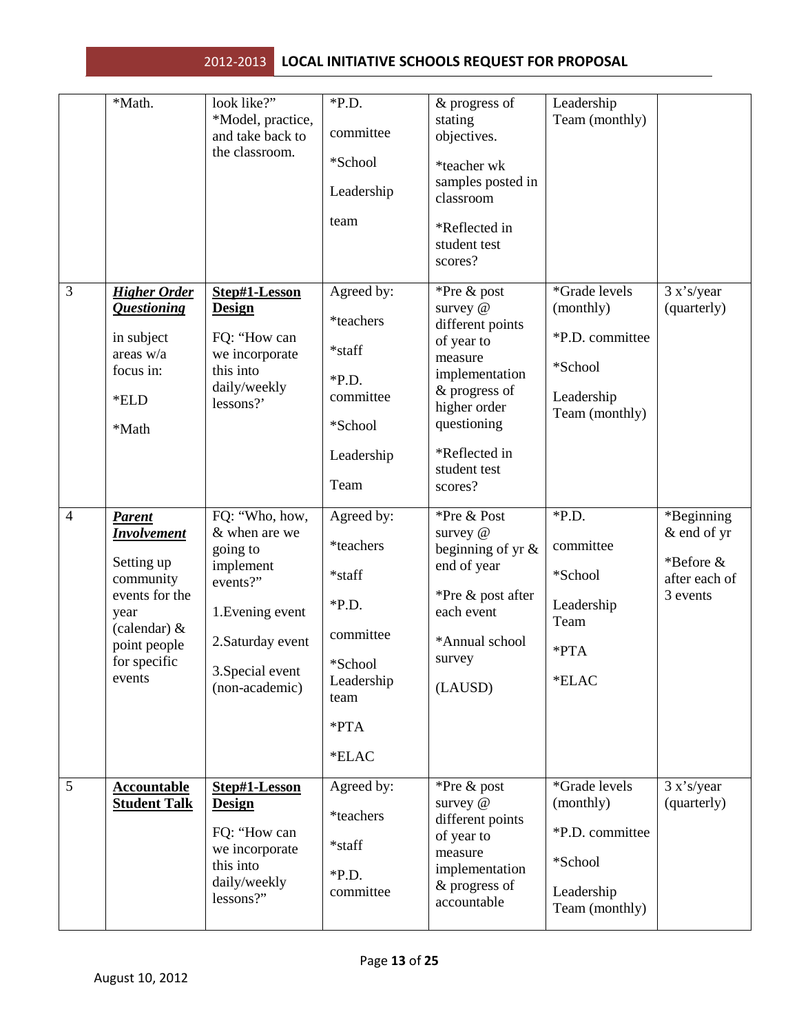| | | | | | | |
|---|---|---|---|---|---|---|
| | *Math. | look like?" *Model, practice, and take back to the classroom. | *P.D. committee *School Leadership team | & progress of stating objectives. *teacher wk samples posted in classroom *Reflected in student test scores? | Leadership Team (monthly) | |
| 3 | ***Higher Order Questioning*** in subject areas w/a focus in: *ELD *Math | **Step#1-Lesson Design** FQ: "How can we incorporate this into daily/weekly lessons?' | Agreed by: *teachers *staff *P.D. committee *School Leadership Team | *Pre & post survey @ different points of year to measure implementation & progress of higher order questioning *Reflected in student test scores? | *Grade levels (monthly) *P.D. committee *School Leadership Team (monthly) | 3 x's/year (quarterly) |
| 4 | ***Parent Involvement*** Setting up community events for the year (calendar) & point people for specific events | FQ: "Who, how, & when are we going to implement events?" 1.Evening event 2.Saturday event 3.Special event (non-academic) | Agreed by: *teachers *staff *P.D. committee *School Leadership team *PTA *ELAC | *Pre & Post survey @ beginning of yr & end of year *Pre & post after each event *Annual school survey (LAUSD) | *P.D. committee *School Leadership Team *PTA *ELAC | *Beginning & end of yr *Before & after each of 3 events |
| 5 | **Accountable Student Talk** | **Step#1-Lesson Design** FQ: "How can we incorporate this into daily/weekly lessons?" | Agreed by: *teachers *staff *P.D. committee | *Pre & post survey @ different points of year to measure implementation & progress of accountable | *Grade levels (monthly) *P.D. committee *School Leadership Team (monthly) | 3 x's/year (quarterly) |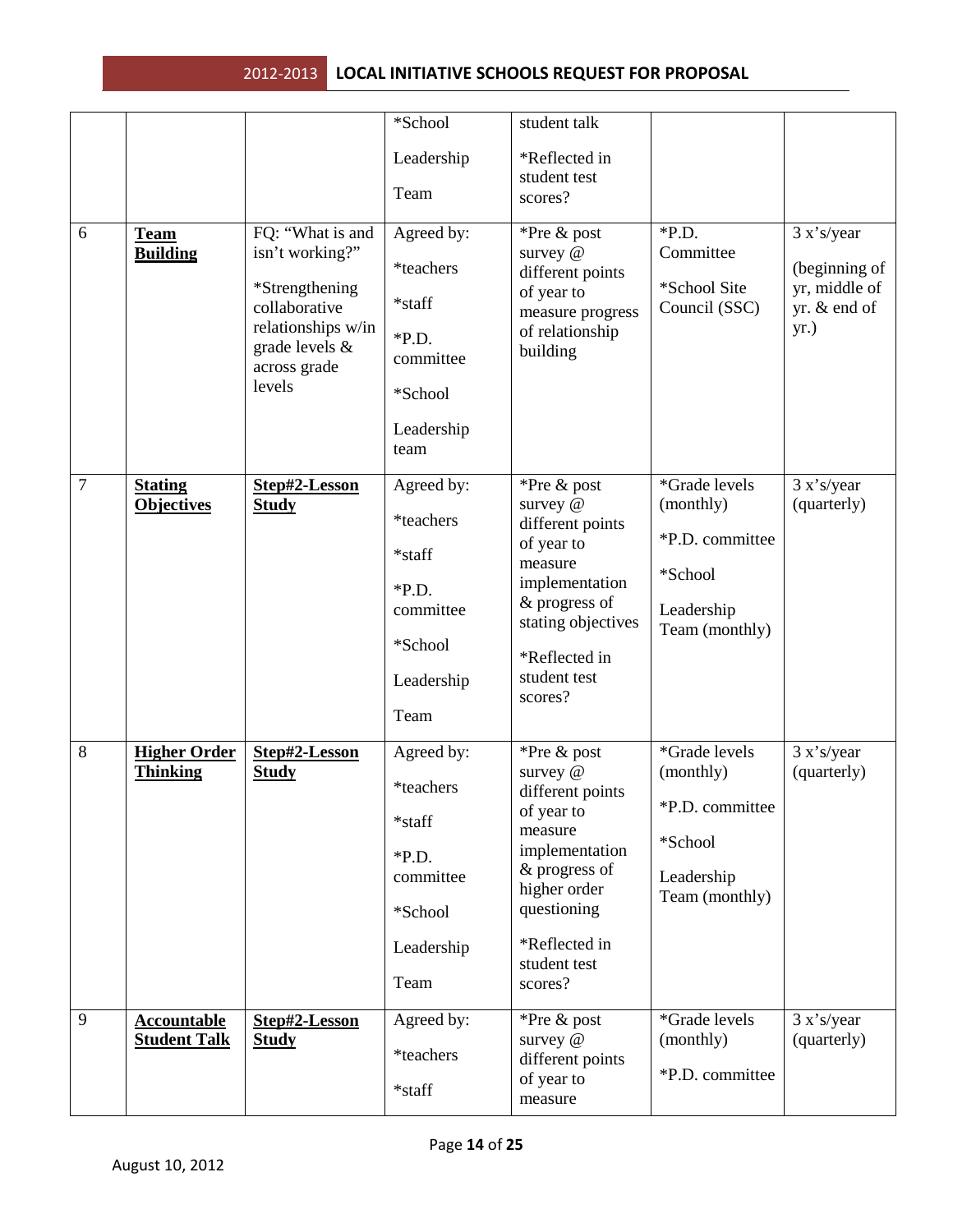| | | | | | | |
|---|---|---|---|---|---|---|
| | | | *School Leadership Team | student talk *Reflected in student test scores? | | |
| 6 | **Team Building** | FQ: "What is and isn't working?" *Strengthening collaborative relationships w/in grade levels & across grade levels | Agreed by: *teachers *staff *P.D. committee *School Leadership team | *Pre & post survey @ different points of year to measure progress of relationship building | *P.D. Committee *School Site Council (SSC) | 3 x's/year (beginning of yr, middle of yr. & end of yr.) |
| 7 | **Stating Objectives** | **Step#2-Lesson Study** | Agreed by: *teachers *staff *P.D. committee *School Leadership Team | *Pre & post survey @ different points of year to measure implementation & progress of stating objectives *Reflected in student test scores? | *Grade levels (monthly) *P.D. committee *School Leadership Team (monthly) | 3 x's/year (quarterly) |
| 8 | **Higher Order Thinking** | **Step#2-Lesson Study** | Agreed by: *teachers *staff *P.D. committee *School Leadership Team | *Pre & post survey @ different points of year to measure implementation & progress of higher order questioning *Reflected in student test scores? | *Grade levels (monthly) *P.D. committee *School Leadership Team (monthly) | 3 x's/year (quarterly) |
| 9 | **Accountable Student Talk** | **Step#2-Lesson Study** | Agreed by: *teachers *staff | *Pre & post survey @ different points of year to measure | *Grade levels (monthly) *P.D. committee | 3 x's/year (quarterly) |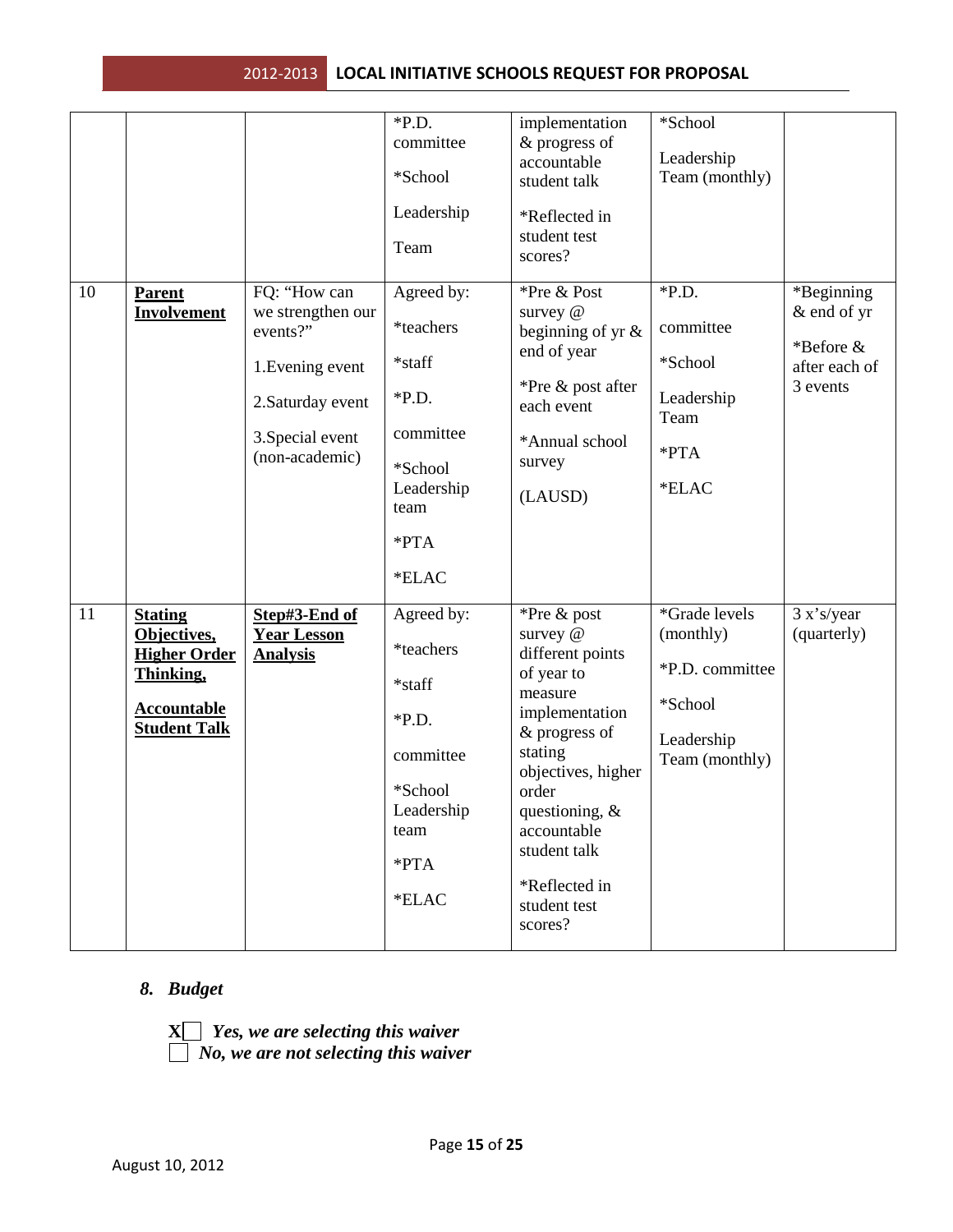| | | | *P.D. committee<br>*School Leadership Team | implementation & progress of accountable student talk<br>*Reflected in student test scores? | *School Leadership Team (monthly) | |
|---|---|---|---|---|---|---|
| 10 | **Parent Involvement** | FQ: "How can we strengthen our events?"<br>1.Evening event<br>2.Saturday event<br>3.Special event (non-academic) | Agreed by:<br>*teachers<br>*staff<br>*P.D. committee<br>*School Leadership team<br>*PTA<br>*ELAC | *Pre & Post survey @ beginning of yr & end of year<br>*Pre & post after each event<br>*Annual school survey<br>(LAUSD) | *P.D. committee<br>*School Leadership Team<br>*PTA<br>*ELAC | *Beginning & end of yr<br>*Before & after each of 3 events |
| 11 | **Stating Objectives, Higher Order Thinking,**<br>**Accountable Student Talk** | **Step#3-End of Year Lesson Analysis** | Agreed by:<br>*teachers<br>*staff<br>*P.D. committee<br>*School Leadership team<br>*PTA<br>*ELAC | *Pre & post survey @ different points of year to measure implementation & progress of stating objectives, higher order questioning, & accountable student talk<br>*Reflected in student test scores? | *Grade levels (monthly)<br>*P.D. committee<br>*School Leadership Team (monthly) | 3 x's/year (quarterly) |

### *8. Budget*

**X**☐ ***Yes, we are selecting this waiver***

☐ ***No, we are not selecting this waiver***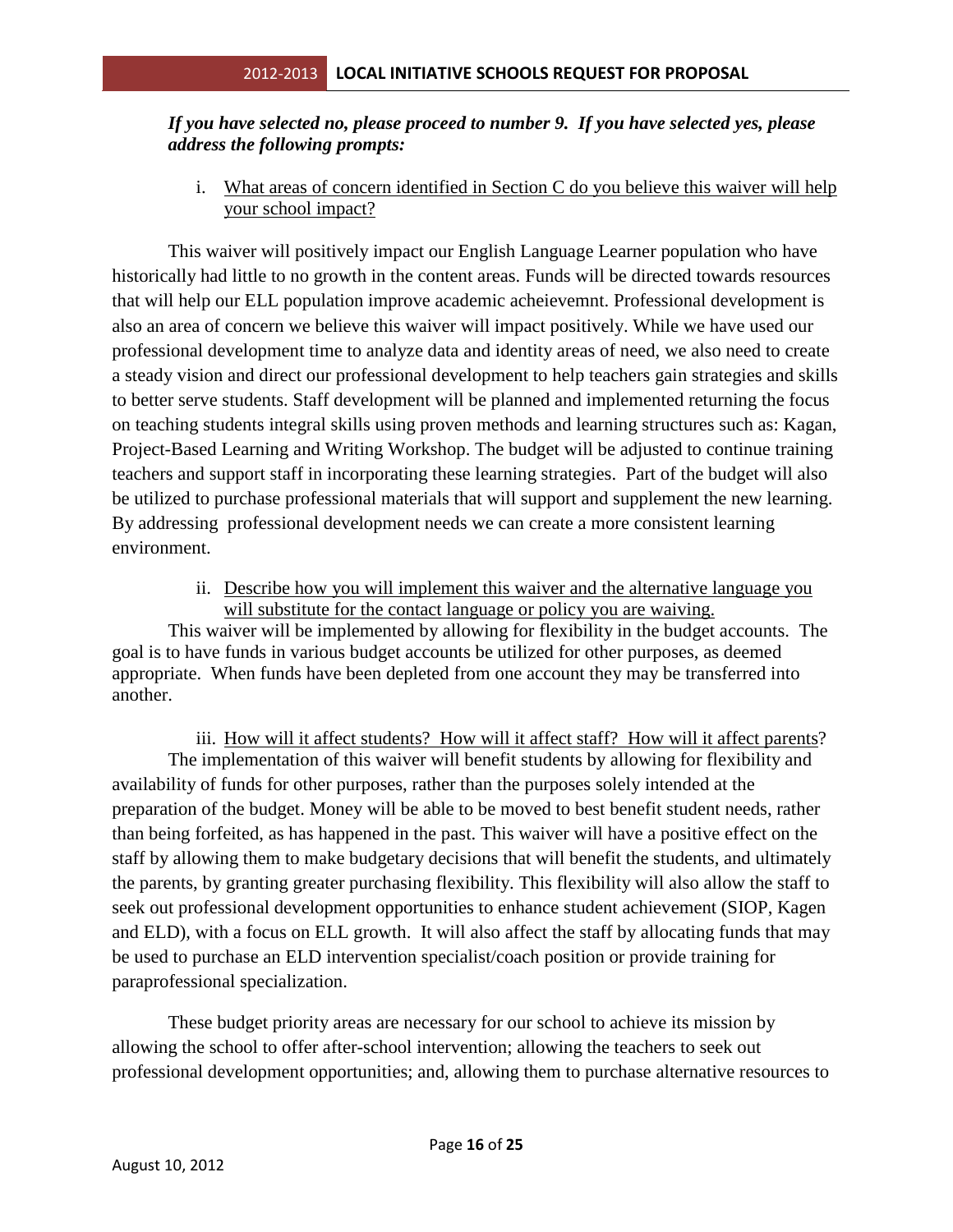***If you have selected no, please proceed to number 9. If you have selected yes, please address the following prompts:***

i. What areas of concern identified in Section C do you believe this waiver will help your school impact?

This waiver will positively impact our English Language Learner population who have historically had little to no growth in the content areas. Funds will be directed towards resources that will help our ELL population improve academic acheievemnt. Professional development is also an area of concern we believe this waiver will impact positively. While we have used our professional development time to analyze data and identity areas of need, we also need to create a steady vision and direct our professional development to help teachers gain strategies and skills to better serve students. Staff development will be planned and implemented returning the focus on teaching students integral skills using proven methods and learning structures such as: Kagan, Project-Based Learning and Writing Workshop. The budget will be adjusted to continue training teachers and support staff in incorporating these learning strategies. Part of the budget will also be utilized to purchase professional materials that will support and supplement the new learning. By addressing professional development needs we can create a more consistent learning environment.

ii. Describe how you will implement this waiver and the alternative language you will substitute for the contact language or policy you are waiving.

This waiver will be implemented by allowing for flexibility in the budget accounts. The goal is to have funds in various budget accounts be utilized for other purposes, as deemed appropriate. When funds have been depleted from one account they may be transferred into another.

iii. How will it affect students? How will it affect staff? How will it affect parents?

The implementation of this waiver will benefit students by allowing for flexibility and availability of funds for other purposes, rather than the purposes solely intended at the preparation of the budget. Money will be able to be moved to best benefit student needs, rather than being forfeited, as has happened in the past. This waiver will have a positive effect on the staff by allowing them to make budgetary decisions that will benefit the students, and ultimately the parents, by granting greater purchasing flexibility. This flexibility will also allow the staff to seek out professional development opportunities to enhance student achievement (SIOP, Kagen and ELD), with a focus on ELL growth. It will also affect the staff by allocating funds that may be used to purchase an ELD intervention specialist/coach position or provide training for paraprofessional specialization.

These budget priority areas are necessary for our school to achieve its mission by allowing the school to offer after-school intervention; allowing the teachers to seek out professional development opportunities; and, allowing them to purchase alternative resources to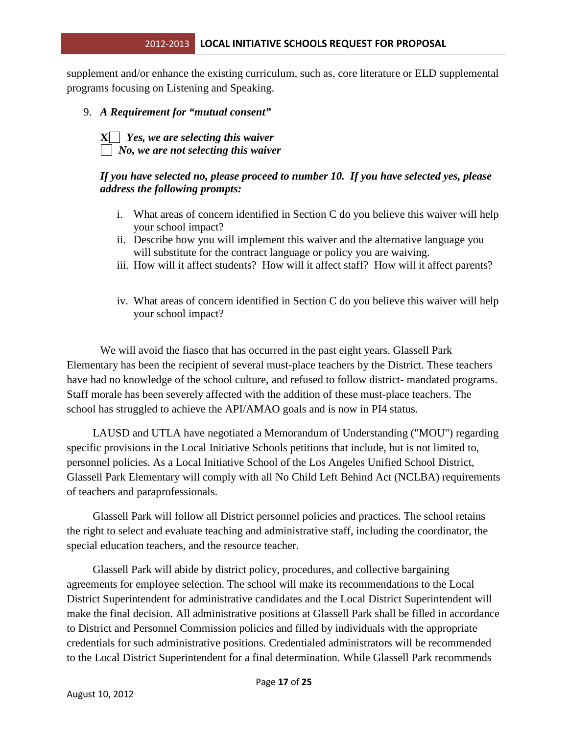supplement and/or enhance the existing curriculum, such as, core literature or ELD supplemental programs focusing on Listening and Speaking.

9. ***A Requirement for "mutual consent"***

   **X**☐ ***Yes, we are selecting this waiver***
   ☐ ***No, we are not selecting this waiver***

   ***If you have selected no, please proceed to number 10. If you have selected yes, please address the following prompts:***

   i. What areas of concern identified in Section C do you believe this waiver will help your school impact?
   ii. Describe how you will implement this waiver and the alternative language you will substitute for the contract language or policy you are waiving.
   iii. How will it affect students? How will it affect staff? How will it affect parents?
   iv. What areas of concern identified in Section C do you believe this waiver will help your school impact?

We will avoid the fiasco that has occurred in the past eight years. Glassell Park Elementary has been the recipient of several must-place teachers by the District. These teachers have had no knowledge of the school culture, and refused to follow district- mandated programs. Staff morale has been severely affected with the addition of these must-place teachers. The school has struggled to achieve the API/AMAO goals and is now in PI4 status.

LAUSD and UTLA have negotiated a Memorandum of Understanding ("MOU") regarding specific provisions in the Local Initiative Schools petitions that include, but is not limited to, personnel policies. As a Local Initiative School of the Los Angeles Unified School District, Glassell Park Elementary will comply with all No Child Left Behind Act (NCLBA) requirements of teachers and paraprofessionals.

Glassell Park will follow all District personnel policies and practices. The school retains the right to select and evaluate teaching and administrative staff, including the coordinator, the special education teachers, and the resource teacher.

Glassell Park will abide by district policy, procedures, and collective bargaining agreements for employee selection. The school will make its recommendations to the Local District Superintendent for administrative candidates and the Local District Superintendent will make the final decision. All administrative positions at Glassell Park shall be filled in accordance to District and Personnel Commission policies and filled by individuals with the appropriate credentials for such administrative positions. Credentialed administrators will be recommended to the Local District Superintendent for a final determination. While Glassell Park recommends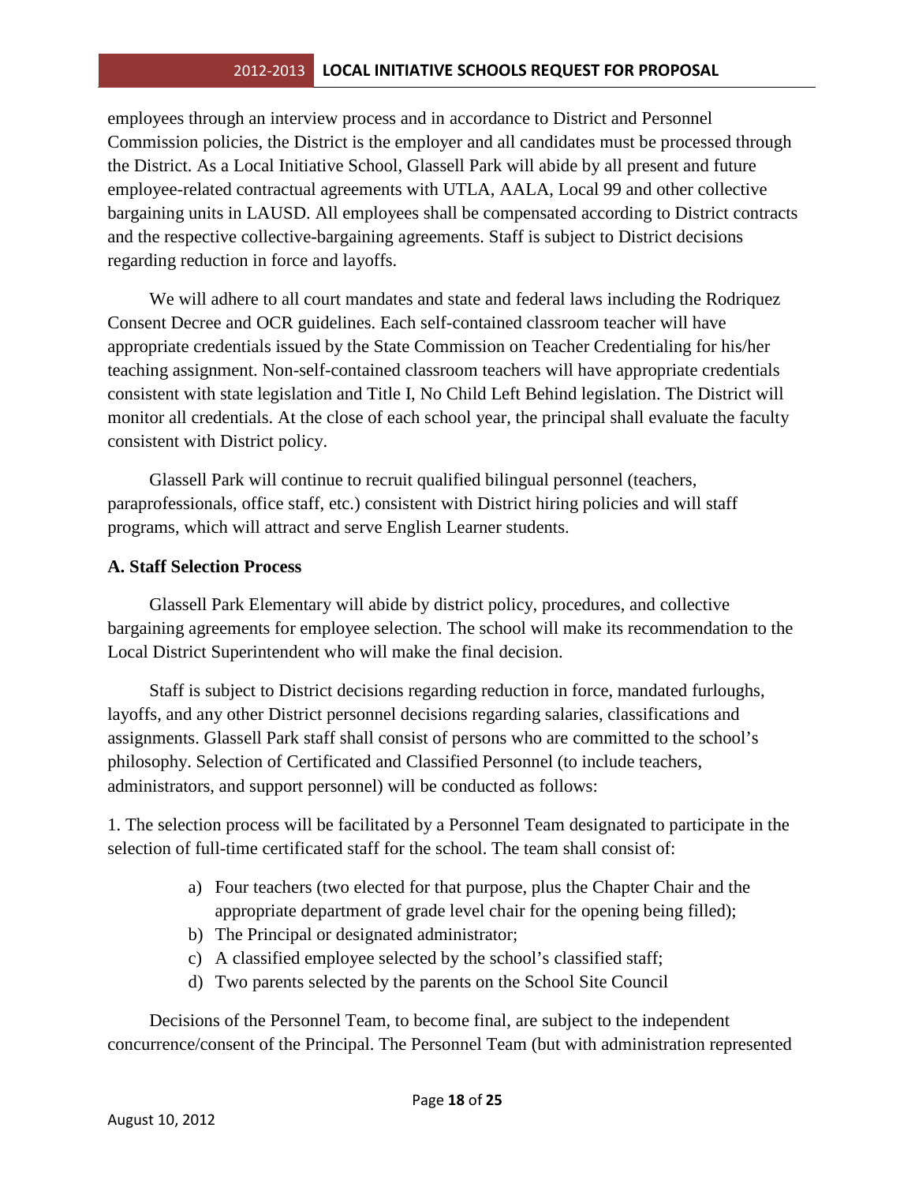employees through an interview process and in accordance to District and Personnel Commission policies, the District is the employer and all candidates must be processed through the District. As a Local Initiative School, Glassell Park will abide by all present and future employee-related contractual agreements with UTLA, AALA, Local 99 and other collective bargaining units in LAUSD. All employees shall be compensated according to District contracts and the respective collective-bargaining agreements. Staff is subject to District decisions regarding reduction in force and layoffs.

We will adhere to all court mandates and state and federal laws including the Rodriquez Consent Decree and OCR guidelines. Each self-contained classroom teacher will have appropriate credentials issued by the State Commission on Teacher Credentialing for his/her teaching assignment. Non-self-contained classroom teachers will have appropriate credentials consistent with state legislation and Title I, No Child Left Behind legislation. The District will monitor all credentials. At the close of each school year, the principal shall evaluate the faculty consistent with District policy.

Glassell Park will continue to recruit qualified bilingual personnel (teachers, paraprofessionals, office staff, etc.) consistent with District hiring policies and will staff programs, which will attract and serve English Learner students.

### A. Staff Selection Process

Glassell Park Elementary will abide by district policy, procedures, and collective bargaining agreements for employee selection. The school will make its recommendation to the Local District Superintendent who will make the final decision.

Staff is subject to District decisions regarding reduction in force, mandated furloughs, layoffs, and any other District personnel decisions regarding salaries, classifications and assignments. Glassell Park staff shall consist of persons who are committed to the school's philosophy. Selection of Certificated and Classified Personnel (to include teachers, administrators, and support personnel) will be conducted as follows:

1. The selection process will be facilitated by a Personnel Team designated to participate in the selection of full-time certificated staff for the school. The team shall consist of:

   a) Four teachers (two elected for that purpose, plus the Chapter Chair and the appropriate department of grade level chair for the opening being filled);
   b) The Principal or designated administrator;
   c) A classified employee selected by the school's classified staff;
   d) Two parents selected by the parents on the School Site Council

Decisions of the Personnel Team, to become final, are subject to the independent concurrence/consent of the Principal. The Personnel Team (but with administration represented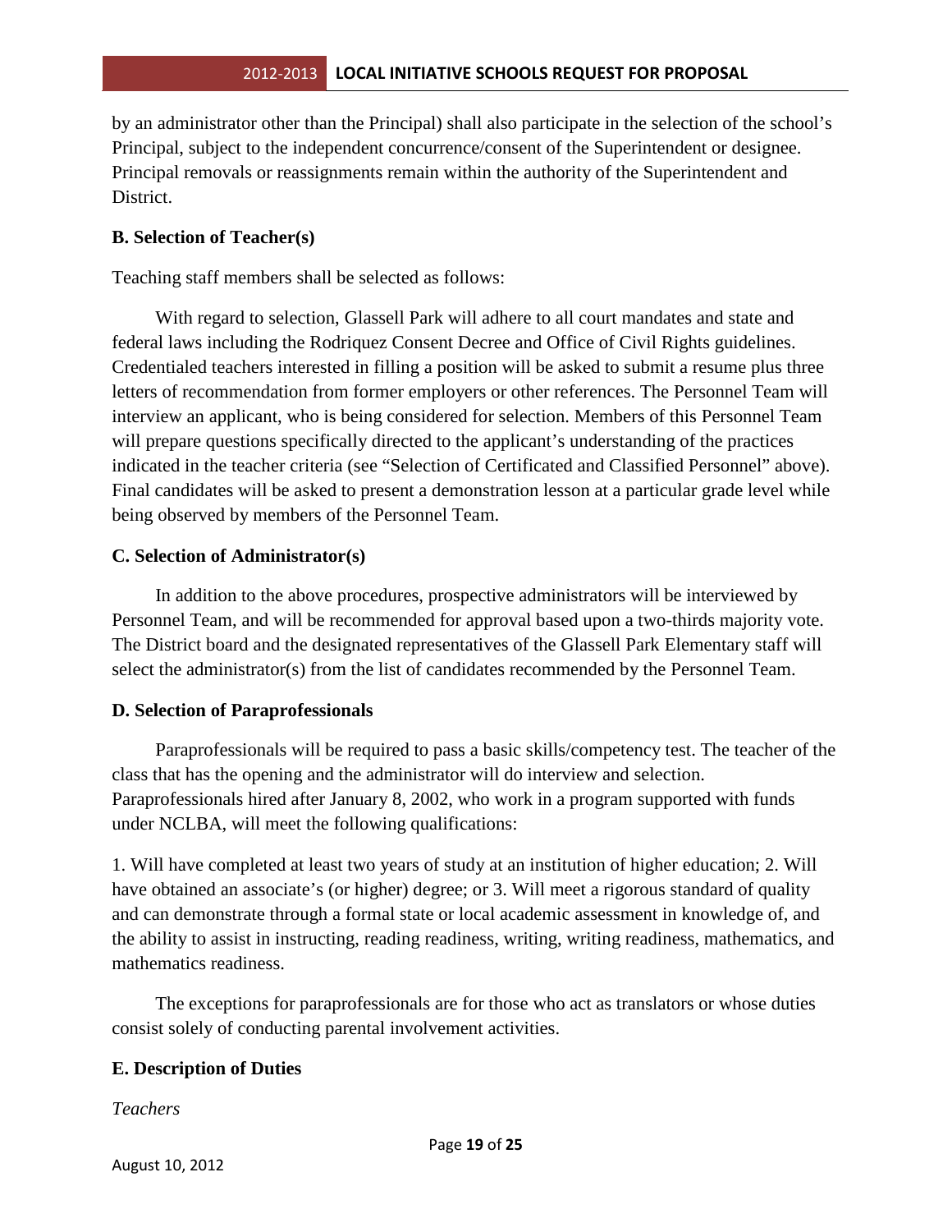by an administrator other than the Principal) shall also participate in the selection of the school's Principal, subject to the independent concurrence/consent of the Superintendent or designee. Principal removals or reassignments remain within the authority of the Superintendent and District.

**B. Selection of Teacher(s)**

Teaching staff members shall be selected as follows:

With regard to selection, Glassell Park will adhere to all court mandates and state and federal laws including the Rodriquez Consent Decree and Office of Civil Rights guidelines. Credentialed teachers interested in filling a position will be asked to submit a resume plus three letters of recommendation from former employers or other references. The Personnel Team will interview an applicant, who is being considered for selection. Members of this Personnel Team will prepare questions specifically directed to the applicant's understanding of the practices indicated in the teacher criteria (see "Selection of Certificated and Classified Personnel" above). Final candidates will be asked to present a demonstration lesson at a particular grade level while being observed by members of the Personnel Team.

**C. Selection of Administrator(s)**

In addition to the above procedures, prospective administrators will be interviewed by Personnel Team, and will be recommended for approval based upon a two-thirds majority vote. The District board and the designated representatives of the Glassell Park Elementary staff will select the administrator(s) from the list of candidates recommended by the Personnel Team.

**D. Selection of Paraprofessionals**

Paraprofessionals will be required to pass a basic skills/competency test. The teacher of the class that has the opening and the administrator will do interview and selection. Paraprofessionals hired after January 8, 2002, who work in a program supported with funds under NCLBA, will meet the following qualifications:

1. Will have completed at least two years of study at an institution of higher education; 2. Will have obtained an associate's (or higher) degree; or 3. Will meet a rigorous standard of quality and can demonstrate through a formal state or local academic assessment in knowledge of, and the ability to assist in instructing, reading readiness, writing, writing readiness, mathematics, and mathematics readiness.

The exceptions for paraprofessionals are for those who act as translators or whose duties consist solely of conducting parental involvement activities.

**E. Description of Duties**

*Teachers*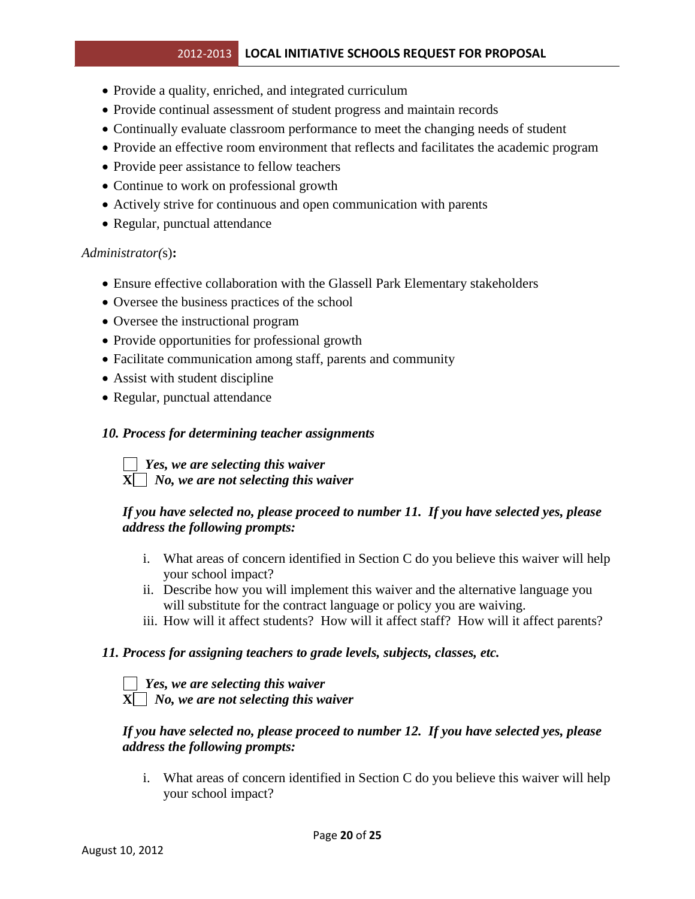- Provide a quality, enriched, and integrated curriculum
- Provide continual assessment of student progress and maintain records
- Continually evaluate classroom performance to meet the changing needs of student
- Provide an effective room environment that reflects and facilitates the academic program
- Provide peer assistance to fellow teachers
- Continue to work on professional growth
- Actively strive for continuous and open communication with parents
- Regular, punctual attendance

*Administrator(s)***:**

- Ensure effective collaboration with the Glassell Park Elementary stakeholders
- Oversee the business practices of the school
- Oversee the instructional program
- Provide opportunities for professional growth
- Facilitate communication among staff, parents and community
- Assist with student discipline
- Regular, punctual attendance

***10. Process for determining teacher assignments***

☐ ***Yes, we are selecting this waiver***
**X**☐ ***No, we are not selecting this waiver***

***If you have selected no, please proceed to number 11. If you have selected yes, please address the following prompts:***

i. What areas of concern identified in Section C do you believe this waiver will help your school impact?
ii. Describe how you will implement this waiver and the alternative language you will substitute for the contract language or policy you are waiving.
iii. How will it affect students? How will it affect staff? How will it affect parents?

***11. Process for assigning teachers to grade levels, subjects, classes, etc.***

☐ ***Yes, we are selecting this waiver***
**X**☐ ***No, we are not selecting this waiver***

***If you have selected no, please proceed to number 12. If you have selected yes, please address the following prompts:***

i. What areas of concern identified in Section C do you believe this waiver will help your school impact?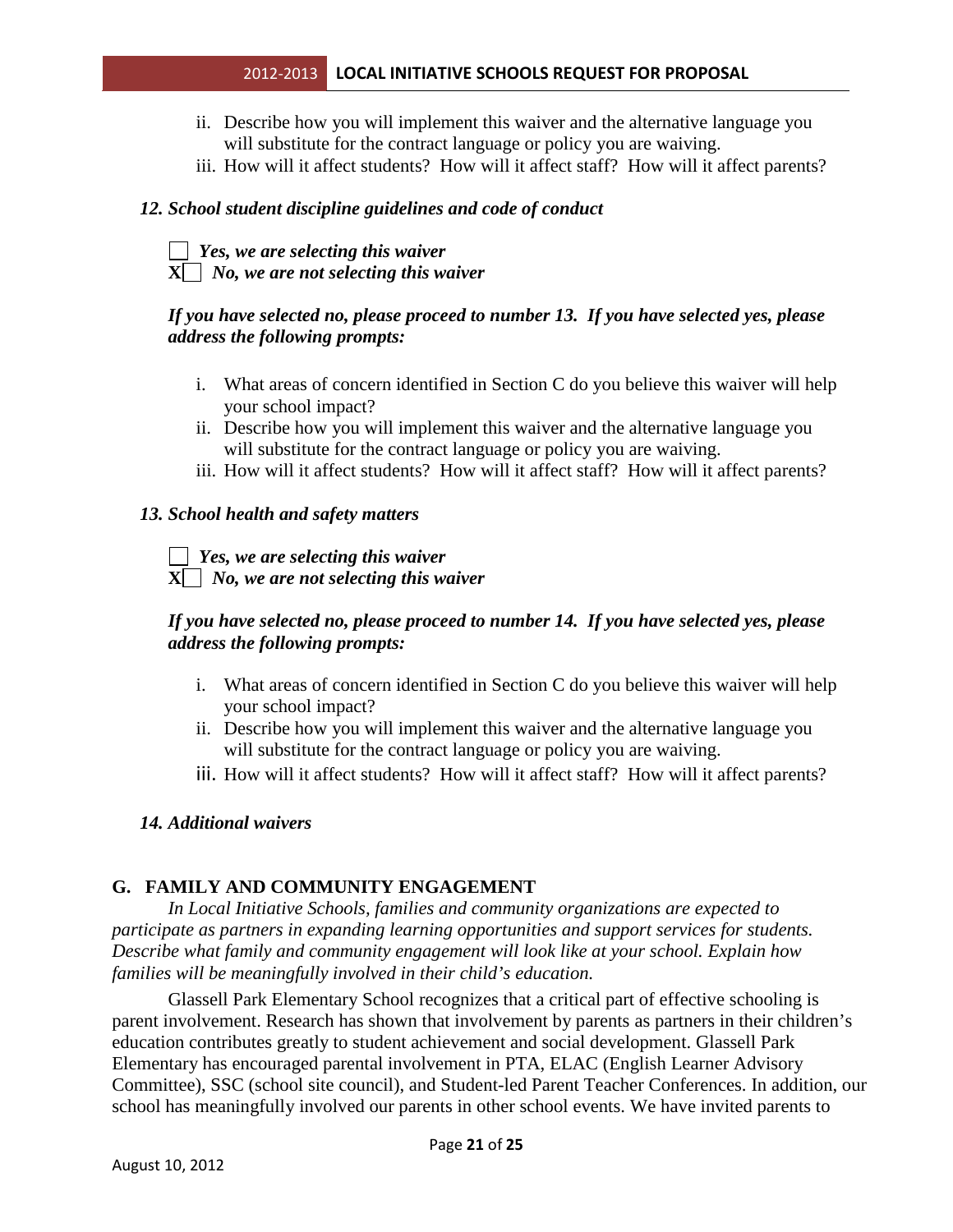ii. Describe how you will implement this waiver and the alternative language you will substitute for the contract language or policy you are waiving.
iii. How will it affect students? How will it affect staff? How will it affect parents?

***12. School student discipline guidelines and code of conduct***

☐ ***Yes, we are selecting this waiver***
**X**☐ ***No, we are not selecting this waiver***

***If you have selected no, please proceed to number 13. If you have selected yes, please address the following prompts:***

i. What areas of concern identified in Section C do you believe this waiver will help your school impact?
ii. Describe how you will implement this waiver and the alternative language you will substitute for the contract language or policy you are waiving.
iii. How will it affect students? How will it affect staff? How will it affect parents?

***13. School health and safety matters***

☐ ***Yes, we are selecting this waiver***
**X**☐ ***No, we are not selecting this waiver***

***If you have selected no, please proceed to number 14. If you have selected yes, please address the following prompts:***

i. What areas of concern identified in Section C do you believe this waiver will help your school impact?
ii. Describe how you will implement this waiver and the alternative language you will substitute for the contract language or policy you are waiving.
iii. How will it affect students? How will it affect staff? How will it affect parents?

***14. Additional waivers***

## G. FAMILY AND COMMUNITY ENGAGEMENT

*In Local Initiative Schools, families and community organizations are expected to participate as partners in expanding learning opportunities and support services for students. Describe what family and community engagement will look like at your school. Explain how families will be meaningfully involved in their child's education.*

Glassell Park Elementary School recognizes that a critical part of effective schooling is parent involvement. Research has shown that involvement by parents as partners in their children's education contributes greatly to student achievement and social development. Glassell Park Elementary has encouraged parental involvement in PTA, ELAC (English Learner Advisory Committee), SSC (school site council), and Student-led Parent Teacher Conferences. In addition, our school has meaningfully involved our parents in other school events. We have invited parents to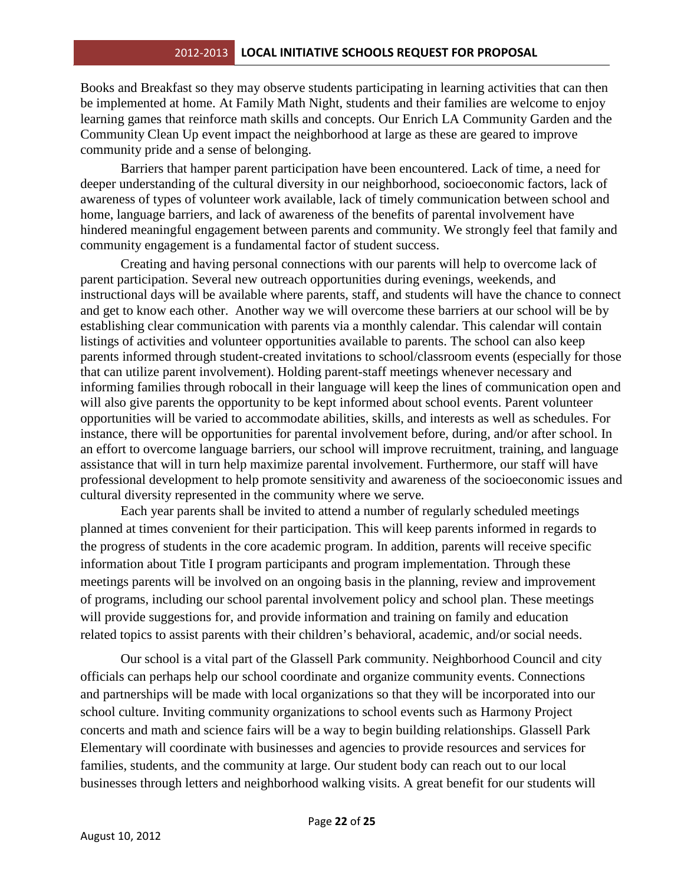Books and Breakfast so they may observe students participating in learning activities that can then be implemented at home. At Family Math Night, students and their families are welcome to enjoy learning games that reinforce math skills and concepts. Our Enrich LA Community Garden and the Community Clean Up event impact the neighborhood at large as these are geared to improve community pride and a sense of belonging.

Barriers that hamper parent participation have been encountered. Lack of time, a need for deeper understanding of the cultural diversity in our neighborhood, socioeconomic factors, lack of awareness of types of volunteer work available, lack of timely communication between school and home, language barriers, and lack of awareness of the benefits of parental involvement have hindered meaningful engagement between parents and community. We strongly feel that family and community engagement is a fundamental factor of student success.

Creating and having personal connections with our parents will help to overcome lack of parent participation. Several new outreach opportunities during evenings, weekends, and instructional days will be available where parents, staff, and students will have the chance to connect and get to know each other. Another way we will overcome these barriers at our school will be by establishing clear communication with parents via a monthly calendar. This calendar will contain listings of activities and volunteer opportunities available to parents. The school can also keep parents informed through student-created invitations to school/classroom events (especially for those that can utilize parent involvement). Holding parent-staff meetings whenever necessary and informing families through robocall in their language will keep the lines of communication open and will also give parents the opportunity to be kept informed about school events. Parent volunteer opportunities will be varied to accommodate abilities, skills, and interests as well as schedules. For instance, there will be opportunities for parental involvement before, during, and/or after school. In an effort to overcome language barriers, our school will improve recruitment, training, and language assistance that will in turn help maximize parental involvement. Furthermore, our staff will have professional development to help promote sensitivity and awareness of the socioeconomic issues and cultural diversity represented in the community where we serve.

Each year parents shall be invited to attend a number of regularly scheduled meetings planned at times convenient for their participation. This will keep parents informed in regards to the progress of students in the core academic program. In addition, parents will receive specific information about Title I program participants and program implementation. Through these meetings parents will be involved on an ongoing basis in the planning, review and improvement of programs, including our school parental involvement policy and school plan. These meetings will provide suggestions for, and provide information and training on family and education related topics to assist parents with their children's behavioral, academic, and/or social needs.

Our school is a vital part of the Glassell Park community. Neighborhood Council and city officials can perhaps help our school coordinate and organize community events. Connections and partnerships will be made with local organizations so that they will be incorporated into our school culture. Inviting community organizations to school events such as Harmony Project concerts and math and science fairs will be a way to begin building relationships. Glassell Park Elementary will coordinate with businesses and agencies to provide resources and services for families, students, and the community at large. Our student body can reach out to our local businesses through letters and neighborhood walking visits. A great benefit for our students will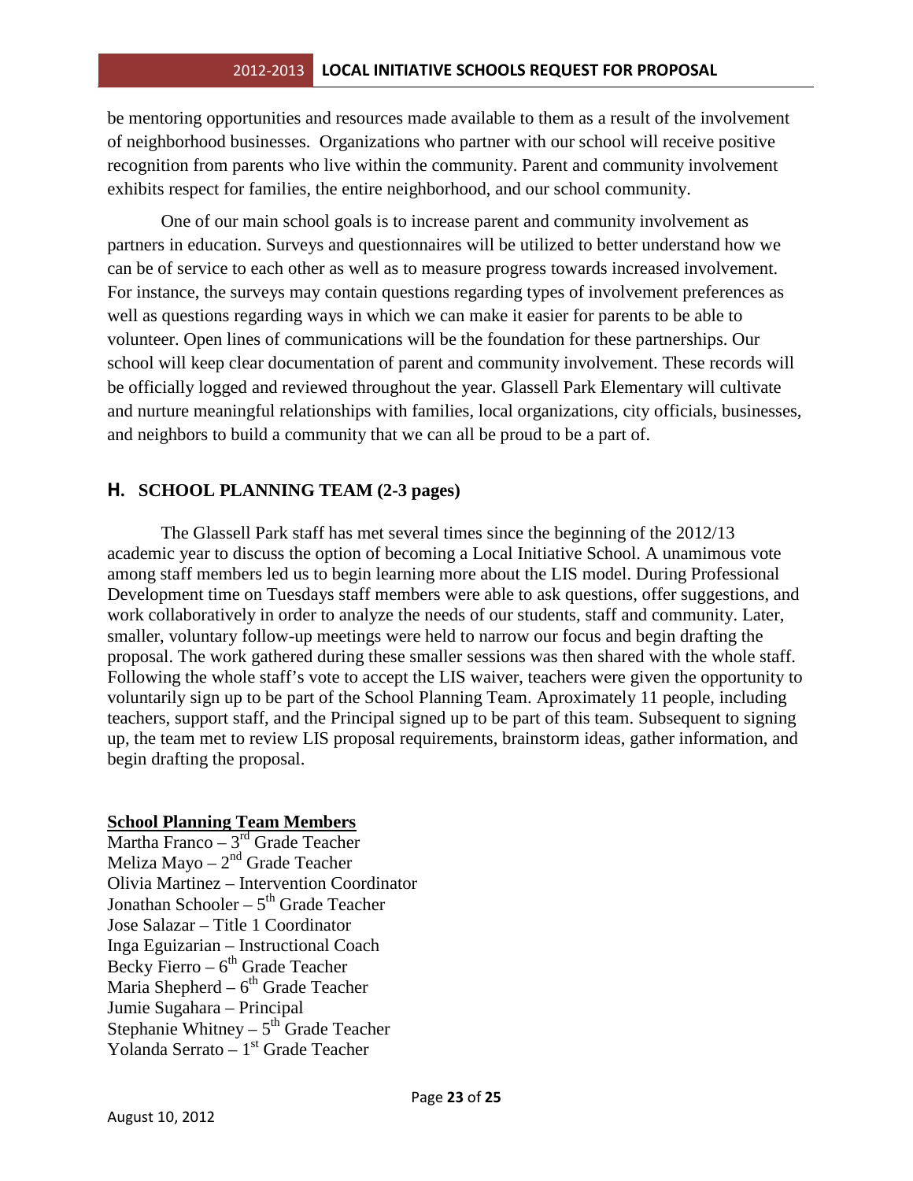be mentoring opportunities and resources made available to them as a result of the involvement of neighborhood businesses. Organizations who partner with our school will receive positive recognition from parents who live within the community. Parent and community involvement exhibits respect for families, the entire neighborhood, and our school community.

One of our main school goals is to increase parent and community involvement as partners in education. Surveys and questionnaires will be utilized to better understand how we can be of service to each other as well as to measure progress towards increased involvement. For instance, the surveys may contain questions regarding types of involvement preferences as well as questions regarding ways in which we can make it easier for parents to be able to volunteer. Open lines of communications will be the foundation for these partnerships. Our school will keep clear documentation of parent and community involvement. These records will be officially logged and reviewed throughout the year. Glassell Park Elementary will cultivate and nurture meaningful relationships with families, local organizations, city officials, businesses, and neighbors to build a community that we can all be proud to be a part of.

## H. SCHOOL PLANNING TEAM (2-3 pages)

The Glassell Park staff has met several times since the beginning of the 2012/13 academic year to discuss the option of becoming a Local Initiative School. A unamimous vote among staff members led us to begin learning more about the LIS model. During Professional Development time on Tuesdays staff members were able to ask questions, offer suggestions, and work collaboratively in order to analyze the needs of our students, staff and community. Later, smaller, voluntary follow-up meetings were held to narrow our focus and begin drafting the proposal. The work gathered during these smaller sessions was then shared with the whole staff. Following the whole staff's vote to accept the LIS waiver, teachers were given the opportunity to voluntarily sign up to be part of the School Planning Team. Aproximately 11 people, including teachers, support staff, and the Principal signed up to be part of this team. Subsequent to signing up, the team met to review LIS proposal requirements, brainstorm ideas, gather information, and begin drafting the proposal.

**School Planning Team Members**

Martha Franco – 3rd Grade Teacher
Meliza Mayo – 2nd Grade Teacher
Olivia Martinez – Intervention Coordinator
Jonathan Schooler – 5th Grade Teacher
Jose Salazar – Title 1 Coordinator
Inga Eguizarian – Instructional Coach
Becky Fierro – 6th Grade Teacher
Maria Shepherd – 6th Grade Teacher
Jumie Sugahara – Principal
Stephanie Whitney – 5th Grade Teacher
Yolanda Serrato – 1st Grade Teacher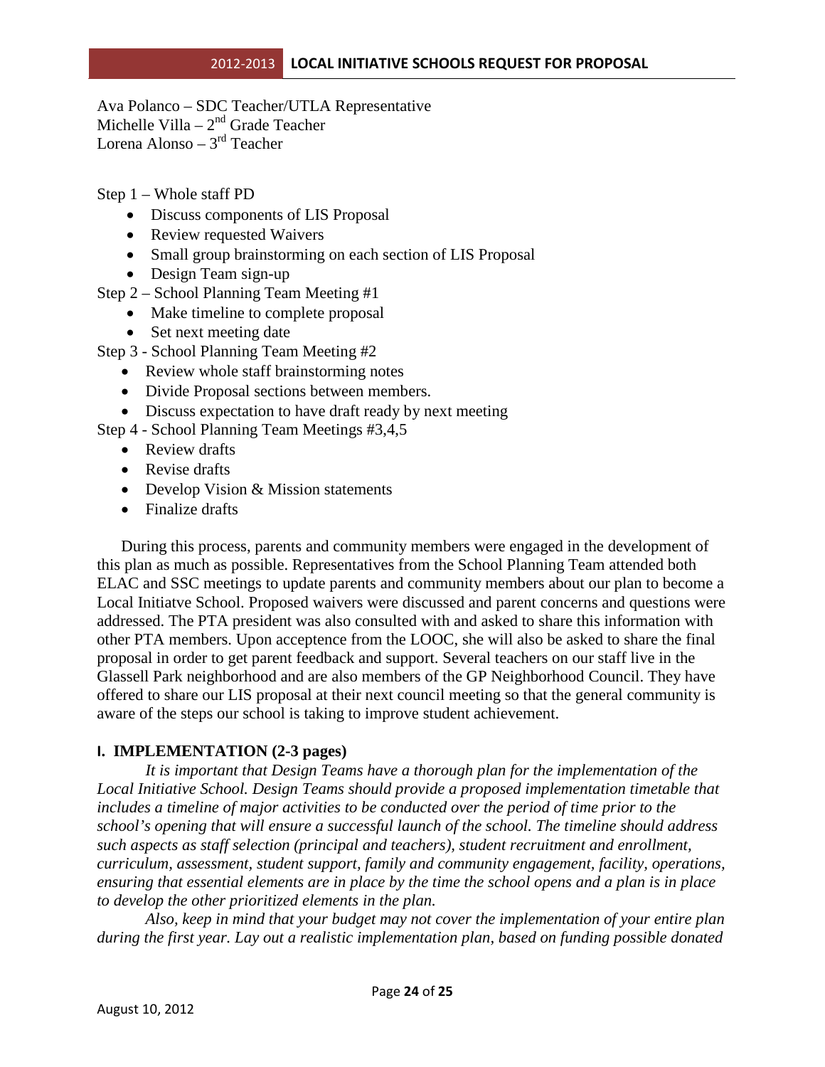Ava Polanco – SDC Teacher/UTLA Representative
Michelle Villa – 2nd Grade Teacher
Lorena Alonso – 3rd Teacher

Step 1 – Whole staff PD

- Discuss components of LIS Proposal
- Review requested Waivers
- Small group brainstorming on each section of LIS Proposal
- Design Team sign-up

Step 2 – School Planning Team Meeting #1

- Make timeline to complete proposal
- Set next meeting date

Step 3 - School Planning Team Meeting #2

- Review whole staff brainstorming notes
- Divide Proposal sections between members.
- Discuss expectation to have draft ready by next meeting

Step 4 - School Planning Team Meetings #3,4,5

- Review drafts
- Revise drafts
- Develop Vision & Mission statements
- Finalize drafts

During this process, parents and community members were engaged in the development of this plan as much as possible. Representatives from the School Planning Team attended both ELAC and SSC meetings to update parents and community members about our plan to become a Local Initiatve School. Proposed waivers were discussed and parent concerns and questions were addressed. The PTA president was also consulted with and asked to share this information with other PTA members. Upon acceptence from the LOOC, she will also be asked to share the final proposal in order to get parent feedback and support. Several teachers on our staff live in the Glassell Park neighborhood and are also members of the GP Neighborhood Council. They have offered to share our LIS proposal at their next council meeting so that the general community is aware of the steps our school is taking to improve student achievement.

## I. IMPLEMENTATION (2-3 pages)

*It is important that Design Teams have a thorough plan for the implementation of the Local Initiative School. Design Teams should provide a proposed implementation timetable that includes a timeline of major activities to be conducted over the period of time prior to the school's opening that will ensure a successful launch of the school. The timeline should address such aspects as staff selection (principal and teachers), student recruitment and enrollment, curriculum, assessment, student support, family and community engagement, facility, operations, ensuring that essential elements are in place by the time the school opens and a plan is in place to develop the other prioritized elements in the plan.*

*Also, keep in mind that your budget may not cover the implementation of your entire plan during the first year. Lay out a realistic implementation plan, based on funding possible donated*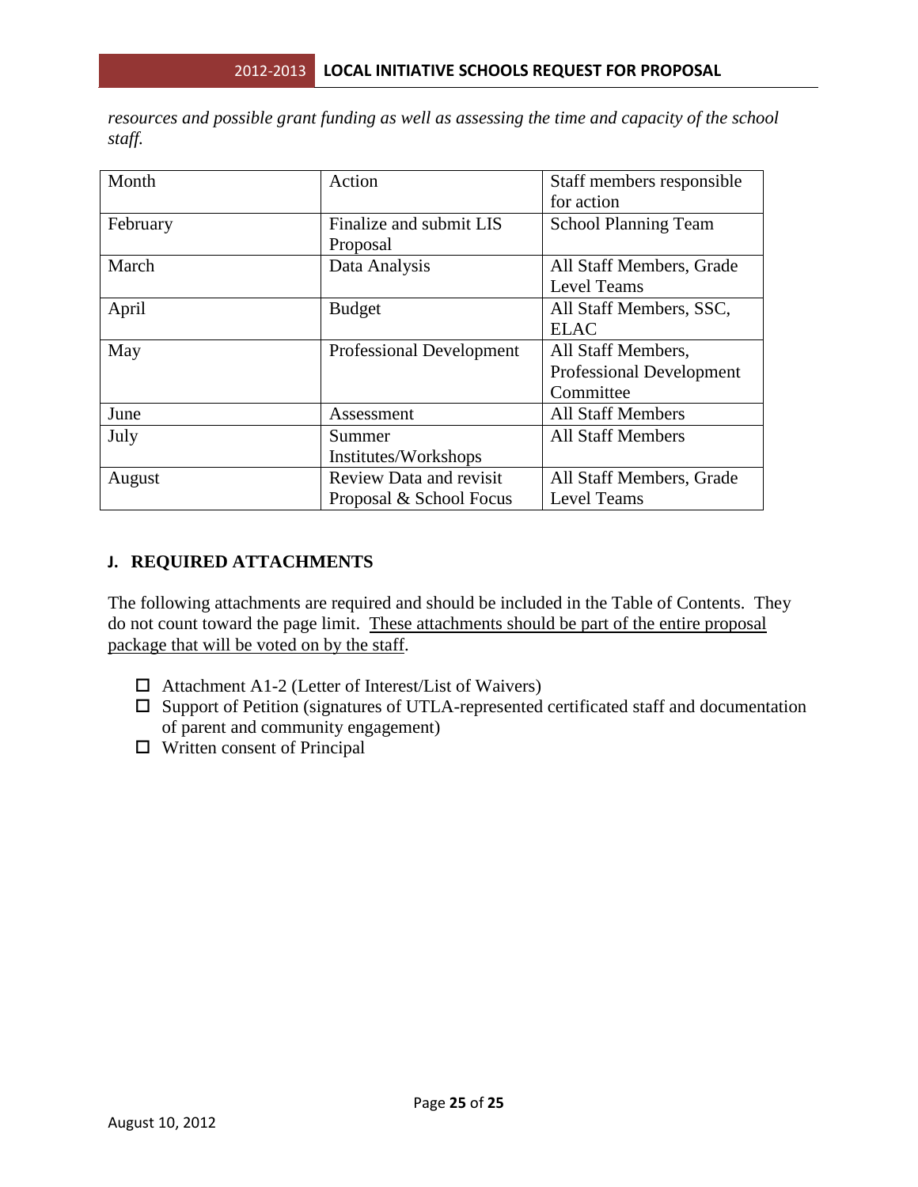*resources and possible grant funding as well as assessing the time and capacity of the school staff.*

| Month | Action | Staff members responsible for action |
|---|---|---|
| February | Finalize and submit LIS Proposal | School Planning Team |
| March | Data Analysis | All Staff Members, Grade Level Teams |
| April | Budget | All Staff Members, SSC, ELAC |
| May | Professional Development | All Staff Members, Professional Development Committee |
| June | Assessment | All Staff Members |
| July | Summer Institutes/Workshops | All Staff Members |
| August | Review Data and revisit Proposal & School Focus | All Staff Members, Grade Level Teams |

## J. REQUIRED ATTACHMENTS

The following attachments are required and should be included in the Table of Contents. They do not count toward the page limit. <u>These attachments should be part of the entire proposal package that will be voted on by the staff</u>.

- ☐ Attachment A1-2 (Letter of Interest/List of Waivers)
- ☐ Support of Petition (signatures of UTLA-represented certificated staff and documentation of parent and community engagement)
- ☐ Written consent of Principal